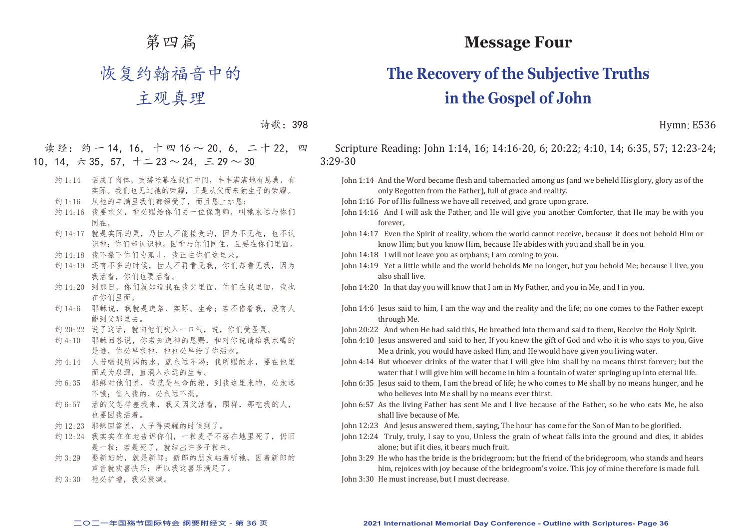# 第四篇

## 恢复约翰福音中的主观真理

诗歌：398

读经：约一14，16，十四16～20，6，二十22，四10，14，六35，57，十二23～24，三29～30

约1:14 话成了肉体，支搭帐幕在我们中间，丰丰满满地有恩典，有实际。我们也见过祂的荣耀，正是从父而来独生子的荣耀。
约1:16 从祂的丰满里我们都领受了，而且恩上加恩；
约14:16 我要求父，祂必赐给你们另一位保惠师，叫祂永远与你们同在，
约14:17 就是实际的灵，乃世人不能接受的，因为不见祂，也不认识祂；你们却认识祂，因祂与你们同住，且要在你们里面。
约14:18 我不撇下你们为孤儿，我正往你们这里来。
约14:19 还有不多的时候，世人不再看见我，你们却看见我，因为我活着，你们也要活着。
约14:20 到那日，你们就知道我在我父里面，你们在我里面，我也在你们里面。
约14:6 耶稣说，我就是道路、实际、生命；若不借着我，没有人能到父那里去。
约20:22 说了这话，就向他们吹入一口气，说，你们受圣灵。
约4:10 耶稣回答说，你若知道神的恩赐，和对你说请给我水喝的是谁，你必早求祂，祂也必早给了你活水。
约4:14 人若喝我所赐的水，就永远不渴；我所赐的水，要在他里面成为泉源，直涌入永远的生命。
约6:35 耶稣对他们说，我就是生命的粮，到我这里来的，必永远不饿；信入我的，必永远不渴。
约6:57 活的父怎样差我来，我又因父活着，照样，那吃我的人，也要因我活着。
约12:23 耶稣回答说，人子得荣耀的时候到了。
约12:24 我实实在在地告诉你们，一粒麦子不落在地里死了，仍旧是一粒；若是死了，就结出许多子粒来。
约3:29 娶新妇的，就是新郎；新郎的朋友站着听祂，因着新郎的声音就欢喜快乐；所以我这喜乐满足了。
约3:30 祂必扩增，我必衰减。

# Message Four

## The Recovery of the Subjective Truths in the Gospel of John

Hymn: E536

Scripture Reading: John 1:14, 16; 14:16-20, 6; 20:22; 4:10, 14; 6:35, 57; 12:23-24; 3:29-30

John 1:14 And the Word became flesh and tabernacled among us (and we beheld His glory, glory as of the only Begotten from the Father), full of grace and reality.
John 1:16 For of His fullness we have all received, and grace upon grace.
John 14:16 And I will ask the Father, and He will give you another Comforter, that He may be with you forever,
John 14:17 Even the Spirit of reality, whom the world cannot receive, because it does not behold Him or know Him; but you know Him, because He abides with you and shall be in you.
John 14:18 I will not leave you as orphans; I am coming to you.
John 14:19 Yet a little while and the world beholds Me no longer, but you behold Me; because I live, you also shall live.
John 14:20 In that day you will know that I am in My Father, and you in Me, and I in you.

John 14:6 Jesus said to him, I am the way and the reality and the life; no one comes to the Father except through Me.
John 20:22 And when He had said this, He breathed into them and said to them, Receive the Holy Spirit.
John 4:10 Jesus answered and said to her, If you knew the gift of God and who it is who says to you, Give Me a drink, you would have asked Him, and He would have given you living water.
John 4:14 But whoever drinks of the water that I will give him shall by no means thirst forever; but the water that I will give him will become in him a fountain of water springing up into eternal life.
John 6:35 Jesus said to them, I am the bread of life; he who comes to Me shall by no means hunger, and he who believes into Me shall by no means ever thirst.
John 6:57 As the living Father has sent Me and I live because of the Father, so he who eats Me, he also shall live because of Me.
John 12:23 And Jesus answered them, saying, The hour has come for the Son of Man to be glorified.
John 12:24 Truly, truly, I say to you, Unless the grain of wheat falls into the ground and dies, it abides alone; but if it dies, it bears much fruit.
John 3:29 He who has the bride is the bridegroom; but the friend of the bridegroom, who stands and hears him, rejoices with joy because of the bridegroom's voice. This joy of mine therefore is made full.
John 3:30 He must increase, but I must decrease.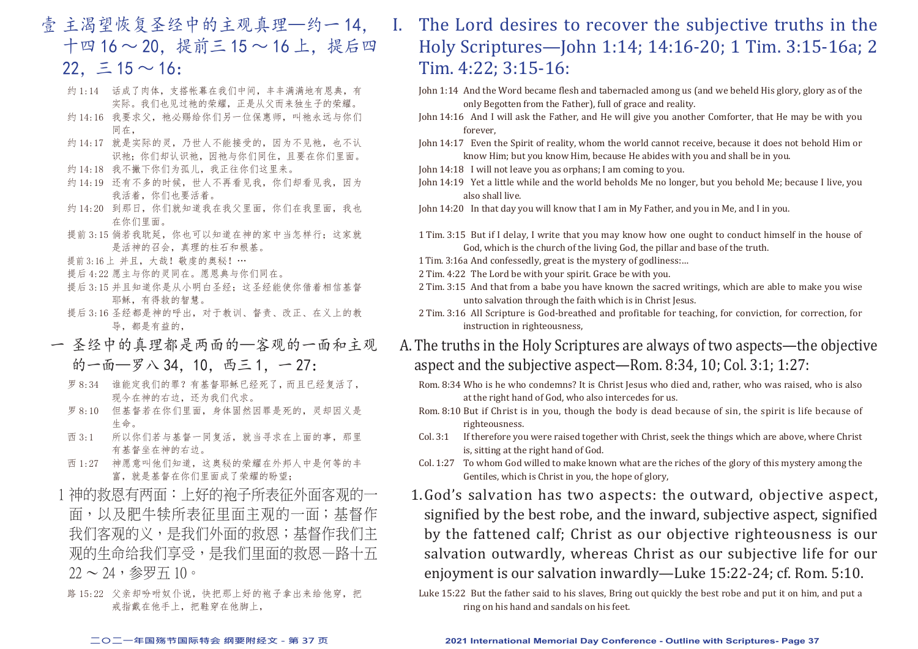# 壹 主渴望恢复圣经中的主观真理—约一14，十四16～20，提前三15～16上，提后四22，三15～16：

约1:14　话成了肉体，支搭帐幕在我们中间，丰丰满满地有恩典，有实际。我们也见过祂的荣耀，正是从父而来独生子的荣耀。

约14:16　我要求父，祂必赐给你们另一位保惠师，叫祂永远与你们同在，

约14:17　就是实际的灵，乃世人不能接受的，因为不见祂，也不认识祂；你们却认识祂，因祂与你们同住，且要在你们里面。

约14:18　我不撇下你们为孤儿，我正往你们这里来。

约14:19　还有不多的时候，世人不再看见我，你们却看见我，因为我活着，你们也要活着。

约14:20　到那日，你们就知道我在我父里面，你们在我里面，我也在你们里面。

提前3:15　倘若我耽延，你也可以知道在神的家中当怎样行；这家就是活神的召会，真理的柱石和根基。

提前3:16上　并且，大哉！敬虔的奥秘！…

提后4:22　愿主与你的灵同在。愿恩典与你们同在。

提后3:15　并且知道你是从小明白圣经；这圣经能使你借着相信基督耶稣，有得救的智慧。

提后3:16　圣经都是神的呼出，对于教训、督责、改正、在义上的教导，都是有益的，

## 一　圣经中的真理都是两面的—客观的一面和主观的一面—罗八34，10，西三1，一27：

罗8:34　谁能定我们的罪？有基督耶稣已经死了，而且已经复活了，现今在神的右边，还为我们代求。

罗8:10　但基督若在你们里面，身体固然因罪是死的，灵却因义是生命。

西3:1　所以你们若与基督一同复活，就当寻求在上面的事，那里有基督坐在神的右边。

西1:27　神愿意叫他们知道，这奥秘的荣耀在外邦人中是何等的丰富，就是基督在你们里面成了荣耀的盼望；

1　神的救恩有两面：上好的袍子所表征外面客观的一面，以及肥牛犊所表征里面主观的一面；基督作我们客观的义，是我们外面的救恩；基督作我们主观的生命给我们享受，是我们里面的救恩—路十五22～24，参罗五10。

路15:22　父亲却吩咐奴仆说，快把那上好的袍子拿出来给他穿，把戒指戴在他手上，把鞋穿在他脚上，

# I. The Lord desires to recover the subjective truths in the Holy Scriptures—John 1:14; 14:16-20; 1 Tim. 3:15-16a; 2 Tim. 4:22; 3:15-16:

John 1:14　And the Word became flesh and tabernacled among us (and we beheld His glory, glory as of the only Begotten from the Father), full of grace and reality.

John 14:16　And I will ask the Father, and He will give you another Comforter, that He may be with you forever,

John 14:17　Even the Spirit of reality, whom the world cannot receive, because it does not behold Him or know Him; but you know Him, because He abides with you and shall be in you.

John 14:18　I will not leave you as orphans; I am coming to you.

John 14:19　Yet a little while and the world beholds Me no longer, but you behold Me; because I live, you also shall live.

John 14:20　In that day you will know that I am in My Father, and you in Me, and I in you.

1 Tim. 3:15　But if I delay, I write that you may know how one ought to conduct himself in the house of God, which is the church of the living God, the pillar and base of the truth.

1 Tim. 3:16a And confessedly, great is the mystery of godliness:...

2 Tim. 4:22　The Lord be with your spirit. Grace be with you.

2 Tim. 3:15　And that from a babe you have known the sacred writings, which are able to make you wise unto salvation through the faith which is in Christ Jesus.

2 Tim. 3:16　All Scripture is God-breathed and profitable for teaching, for conviction, for correction, for instruction in righteousness,

## A. The truths in the Holy Scriptures are always of two aspects—the objective aspect and the subjective aspect—Rom. 8:34, 10; Col. 3:1; 1:27:

Rom. 8:34 Who is he who condemns? It is Christ Jesus who died and, rather, who was raised, who is also at the right hand of God, who also intercedes for us.

Rom. 8:10 But if Christ is in you, though the body is dead because of sin, the spirit is life because of righteousness.

Col. 3:1　If therefore you were raised together with Christ, seek the things which are above, where Christ is, sitting at the right hand of God.

Col. 1:27　To whom God willed to make known what are the riches of the glory of this mystery among the Gentiles, which is Christ in you, the hope of glory,

1. God's salvation has two aspects: the outward, objective aspect, signified by the best robe, and the inward, subjective aspect, signified by the fattened calf; Christ as our objective righteousness is our salvation outwardly, whereas Christ as our subjective life for our enjoyment is our salvation inwardly—Luke 15:22-24; cf. Rom. 5:10.

Luke 15:22 But the father said to his slaves, Bring out quickly the best robe and put it on him, and put a ring on his hand and sandals on his feet.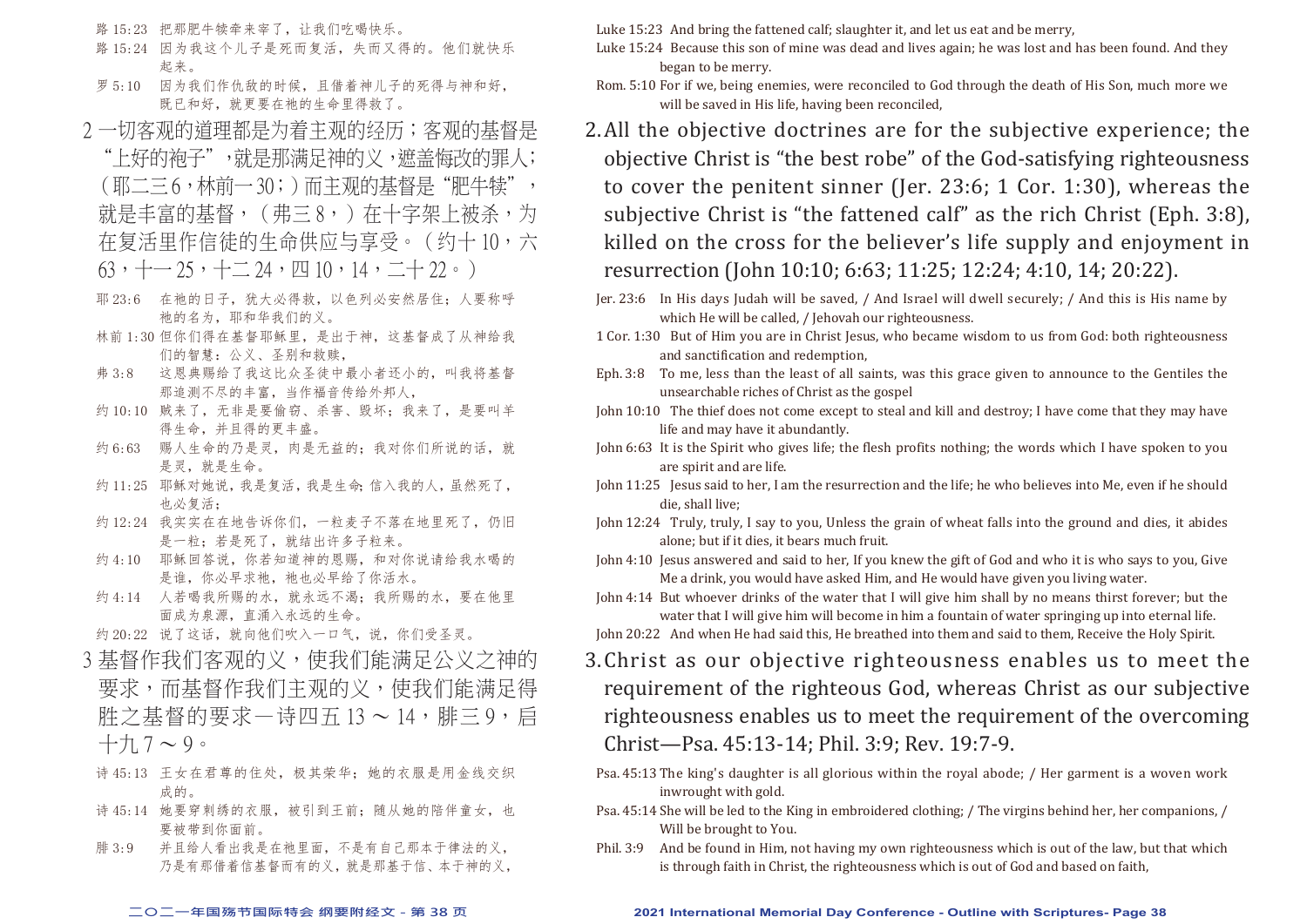路 15:23　把那肥牛犊牵来宰了，让我们吃喝快乐。

路 15:24　因为我这个儿子是死而复活，失而又得的。他们就快乐起来。

罗 5:10　因为我们作仇敌的时候，且借着神儿子的死得与神和好，既已和好，就更要在祂的生命里得救了。

2 一切客观的道理都是为着主观的经历；客观的基督是"上好的袍子"，就是那满足神的义，遮盖悔改的罪人；（耶二三6，林前一30；）而主观的基督是"肥牛犊"，就是丰富的基督，（弗三8，）在十字架上被杀，为在复活里作信徒的生命供应与享受。（约十10，六63，十一25，十二24，四10，14，二十22。）

耶 23:6　在祂的日子，犹大必得救，以色列必安然居住；人要称呼祂的名为，耶和华我们的义。

林前 1:30　但你们得在基督耶稣里，是出于神，这基督成了从神给我们的智慧：公义、圣别和救赎，

弗 3:8　这恩典赐给了我这比众圣徒中最小者还小的，叫我将基督那追测不尽的丰富，当作福音传给外邦人，

约 10:10　贼来了，无非是要偷窃、杀害、毁坏；我来了，是要叫羊得生命，并且得的更丰盛。

约 6:63　赐人生命的乃是灵，肉是无益的；我对你们所说的话，就是灵，就是生命。

约 11:25　耶稣对她说，我是复活，我是生命；信入我的人，虽然死了，也必复活；

约 12:24　我实实在在地告诉你们，一粒麦子不落在地里死了，仍旧是一粒；若是死了，就结出许多子粒来。

约 4:10　耶稣回答说，你若知道神的恩赐，和对你说请给我水喝的是谁，你必早求祂，祂也必早给了你活水。

约 4:14　人若喝我所赐的水，就永远不渴；我所赐的水，要在他里面成为泉源，直涌入永远的生命。

约 20:22　说了这话，就向他们吹入一口气，说，你们受圣灵。

3 基督作我们客观的义，使我们能满足公义之神的要求，而基督作我们主观的义，使我们能满足得胜之基督的要求—诗四五13～14，腓三9，启十九7～9。

诗 45:13　王女在君尊的住处，极其荣华；她的衣服是用金线交织成的。

诗 45:14　她要穿刺绣的衣服，被引到王前；随从她的陪伴童女，也要被带到你面前。

腓 3:9　并且给人看出我是在祂里面，不是有自己那本于律法的义，乃是有那借着信基督而有的义，就是那基于信、本于神的义，

Luke 15:23　And bring the fattened calf; slaughter it, and let us eat and be merry,

Luke 15:24　Because this son of mine was dead and lives again; he was lost and has been found. And they began to be merry.

Rom. 5:10　For if we, being enemies, were reconciled to God through the death of His Son, much more we will be saved in His life, having been reconciled,

2. All the objective doctrines are for the subjective experience; the objective Christ is "the best robe" of the God-satisfying righteousness to cover the penitent sinner (Jer. 23:6; 1 Cor. 1:30), whereas the subjective Christ is "the fattened calf" as the rich Christ (Eph. 3:8), killed on the cross for the believer's life supply and enjoyment in resurrection (John 10:10; 6:63; 11:25; 12:24; 4:10, 14; 20:22).

Jer. 23:6　In His days Judah will be saved, / And Israel will dwell securely; / And this is His name by which He will be called, / Jehovah our righteousness.

1 Cor. 1:30　But of Him you are in Christ Jesus, who became wisdom to us from God: both righteousness and sanctification and redemption,

Eph. 3:8　To me, less than the least of all saints, was this grace given to announce to the Gentiles the unsearchable riches of Christ as the gospel

John 10:10　The thief does not come except to steal and kill and destroy; I have come that they may have life and may have it abundantly.

John 6:63　It is the Spirit who gives life; the flesh profits nothing; the words which I have spoken to you are spirit and are life.

John 11:25　Jesus said to her, I am the resurrection and the life; he who believes into Me, even if he should die, shall live;

John 12:24　Truly, truly, I say to you, Unless the grain of wheat falls into the ground and dies, it abides alone; but if it dies, it bears much fruit.

John 4:10　Jesus answered and said to her, If you knew the gift of God and who it is who says to you, Give Me a drink, you would have asked Him, and He would have given you living water.

John 4:14　But whoever drinks of the water that I will give him shall by no means thirst forever; but the water that I will give him will become in him a fountain of water springing up into eternal life.

John 20:22　And when He had said this, He breathed into them and said to them, Receive the Holy Spirit.

3. Christ as our objective righteousness enables us to meet the requirement of the righteous God, whereas Christ as our subjective righteousness enables us to meet the requirement of the overcoming Christ—Psa. 45:13-14; Phil. 3:9; Rev. 19:7-9.

Psa. 45:13　The king's daughter is all glorious within the royal abode; / Her garment is a woven work inwrought with gold.

Psa. 45:14　She will be led to the King in embroidered clothing; / The virgins behind her, her companions, / Will be brought to You.

Phil. 3:9　And be found in Him, not having my own righteousness which is out of the law, but that which is through faith in Christ, the righteousness which is out of God and based on faith,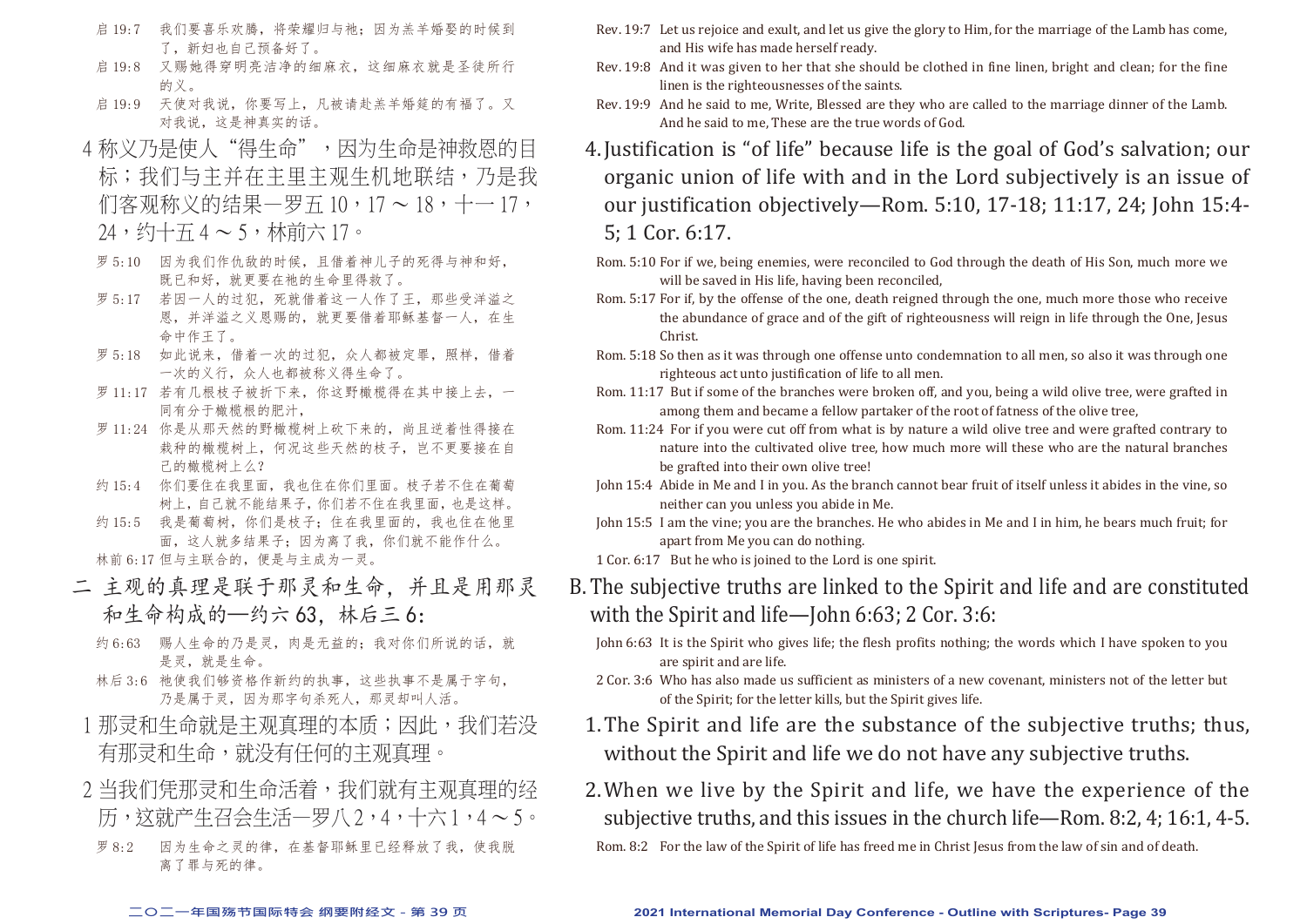启 19:7　我们要喜乐欢腾，将荣耀归与祂；因为羔羊婚娶的时候到了，新妇也自己预备好了。

启 19:8　又赐她得穿明亮洁净的细麻衣，这细麻衣就是圣徒所行的义。

启 19:9　天使对我说，你要写上，凡被请赴羔羊婚筵的有福了。又对我说，这是神真实的话。

4 称义乃是使人“得生命”，因为生命是神救恩的目标；我们与主并在主里主观生机地联结，乃是我们客观称义的结果—罗五 10，17 ～ 18，十一 17，24，约十五 4 ～ 5，林前六 17。

罗 5:10　因为我们作仇敌的时候，且借着神儿子的死得与神和好，既已和好，就更要在祂的生命里得救了。

罗 5:17　若因一人的过犯，死就借着这一人作了王，那些受洋溢之恩，并洋溢之义恩赐的，就更要借着耶稣基督一人，在生命中作王了。

罗 5:18　如此说来，借着一次的过犯，众人都被定罪，照样，借着一次的义行，众人也都被称义得生命了。

罗 11:17　若有几根枝子被折下来，你这野橄榄得在其中接上去，一同有分于橄榄根的肥汁，

罗 11:24　你是从那天然的野橄榄树上砍下来的，尚且逆着性得接在栽种的橄榄树上，何况这些天然的枝子，岂不更要接在自己的橄榄树上么？

约 15:4　你们要住在我里面，我也住在你们里面。枝子若不住在葡萄树上，自己就不能结果子，你们若不住在我里面，也是这样。

约 15:5　我是葡萄树，你们是枝子；住在我里面的，我也住在他里面，这人就多结果子；因为离了我，你们就不能作什么。

林前 6:17 但与主联合的，便是与主成为一灵。

二 主观的真理是联于那灵和生命，并且是用那灵和生命构成的—约六 63，林后三 6：

约 6:63　赐人生命的乃是灵，肉是无益的；我对你们所说的话，就是灵，就是生命。

林后 3:6　祂使我们够资格作新约的执事，这些执事不是属于字句，乃是属于灵，因为那字句杀死人，那灵却叫人活。

1 那灵和生命就是主观真理的本质；因此，我们若没有那灵和生命，就没有任何的主观真理。

2 当我们凭那灵和生命活着，我们就有主观真理的经历，这就产生召会生活—罗八 2，4，十六 1，4 ～ 5。

罗 8:2　因为生命之灵的律，在基督耶稣里已经释放了我，使我脱离了罪与死的律。

Rev. 19:7　Let us rejoice and exult, and let us give the glory to Him, for the marriage of the Lamb has come, and His wife has made herself ready.

Rev. 19:8　And it was given to her that she should be clothed in fine linen, bright and clean; for the fine linen is the righteousnesses of the saints.

Rev. 19:9　And he said to me, Write, Blessed are they who are called to the marriage dinner of the Lamb. And he said to me, These are the true words of God.

4. Justification is “of life” because life is the goal of God’s salvation; our organic union of life with and in the Lord subjectively is an issue of our justification objectively—Rom. 5:10, 17-18; 11:17, 24; John 15:4-5; 1 Cor. 6:17.

Rom. 5:10 For if we, being enemies, were reconciled to God through the death of His Son, much more we will be saved in His life, having been reconciled,

Rom. 5:17 For if, by the offense of the one, death reigned through the one, much more those who receive the abundance of grace and of the gift of righteousness will reign in life through the One, Jesus Christ.

Rom. 5:18 So then as it was through one offense unto condemnation to all men, so also it was through one righteous act unto justification of life to all men.

Rom. 11:17　But if some of the branches were broken off, and you, being a wild olive tree, were grafted in among them and became a fellow partaker of the root of fatness of the olive tree,

Rom. 11:24　For if you were cut off from what is by nature a wild olive tree and were grafted contrary to nature into the cultivated olive tree, how much more will these who are the natural branches be grafted into their own olive tree!

John 15:4　Abide in Me and I in you. As the branch cannot bear fruit of itself unless it abides in the vine, so neither can you unless you abide in Me.

John 15:5　I am the vine; you are the branches. He who abides in Me and I in him, he bears much fruit; for apart from Me you can do nothing.

1 Cor. 6:17　But he who is joined to the Lord is one spirit.

B. The subjective truths are linked to the Spirit and life and are constituted with the Spirit and life—John 6:63; 2 Cor. 3:6:

John 6:63　It is the Spirit who gives life; the flesh profits nothing; the words which I have spoken to you are spirit and are life.

2 Cor. 3:6　Who has also made us sufficient as ministers of a new covenant, ministers not of the letter but of the Spirit; for the letter kills, but the Spirit gives life.

1. The Spirit and life are the substance of the subjective truths; thus, without the Spirit and life we do not have any subjective truths.

2. When we live by the Spirit and life, we have the experience of the subjective truths, and this issues in the church life—Rom. 8:2, 4; 16:1, 4-5.

Rom. 8:2　For the law of the Spirit of life has freed me in Christ Jesus from the law of sin and of death.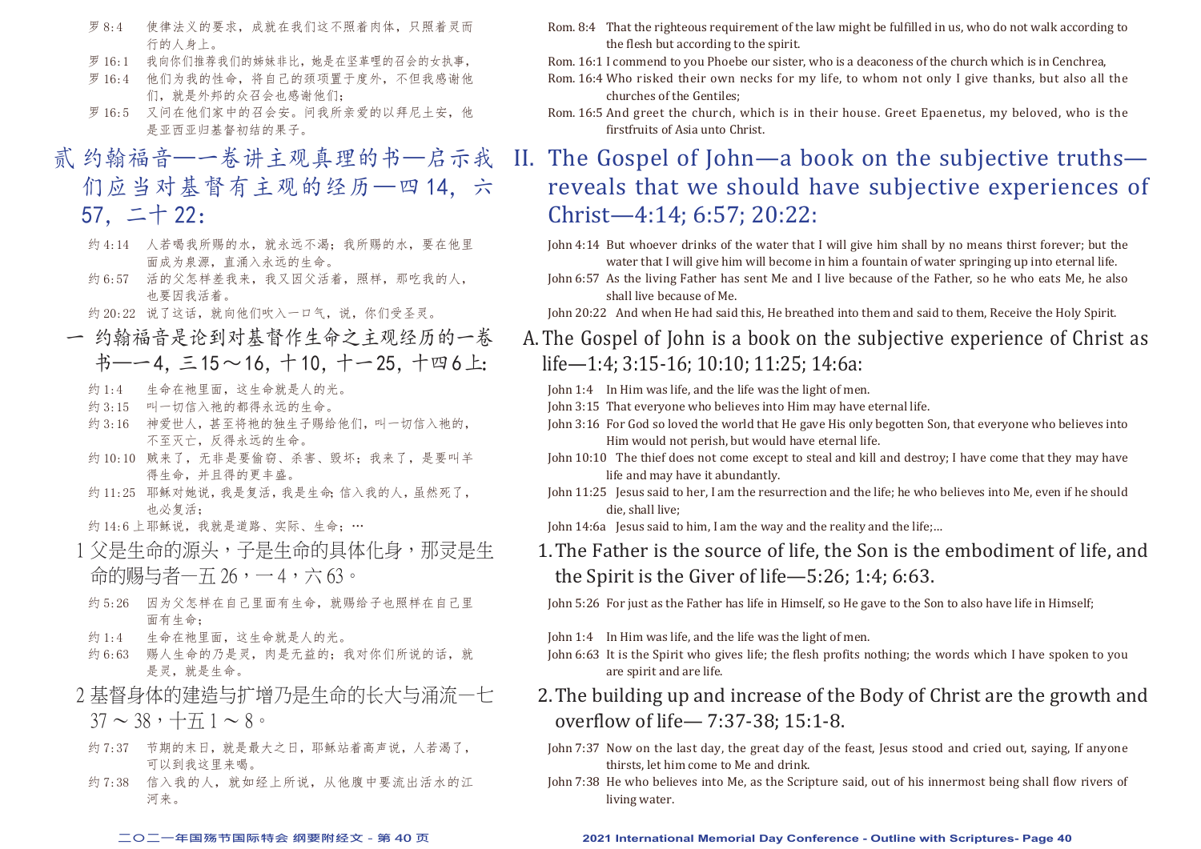罗 8:4　使律法义的要求，成就在我们这不照着肉体，只照着灵而行的人身上。

罗 16:1　我向你们推荐我们的姊妹非比，她是在坚革哩的召会的女执事，

罗 16:4　他们为我的性命，将自己的颈项置于度外，不但我感谢他们，就是外邦的众召会也感谢他们；

罗 16:5　又问在他们家中的召会安。问我所亲爱的以拜尼土安，他是亚西亚归基督初结的果子。

## 贰 约翰福音——一卷讲主观真理的书—启示我们应当对基督有主观的经历—四 14，六 57，二十 22：

约 4:14　人若喝我所赐的水，就永远不渴；我所赐的水，要在他里面成为泉源，直涌入永远的生命。

约 6:57　活的父怎样差我来，我又因父活着，照样，那吃我的人，也要因我活着。

约 20:22　说了这话，就向他们吹入一口气，说，你们受圣灵。

### 一 约翰福音是论到对基督作生命之主观经历的一卷书——一 4，三 15～16，十 10，十一 25，十四 6 上：

约 1:4　生命在祂里面，这生命就是人的光。

约 3:15　叫一切信入祂的都得永远的生命。

约 3:16　神爱世人，甚至将祂的独生子赐给他们，叫一切信入祂的，不至灭亡，反得永远的生命。

约 10:10　贼来了，无非是要偷窃、杀害、毁坏；我来了，是要叫羊得生命，并且得的更丰盛。

约 11:25　耶稣对她说，我是复活，我是生命；信入我的人，虽然死了，也必复活；

约 14:6 上 耶稣说，我就是道路、实际、生命；…

1 父是生命的源头，子是生命的具体化身，那灵是生命的赐与者—五 26，一 4，六 63。

约 5:26　因为父怎样在自己里面有生命，就赐给子也照样在自己里面有生命；

约 1:4　生命在祂里面，这生命就是人的光。

约 6:63　赐人生命的乃是灵，肉是无益的；我对你们所说的话，就是灵，就是生命。

2 基督身体的建造与扩增乃是生命的长大与涌流—七 37 ～ 38，十五 1 ～ 8。

约 7:37　节期的末日，就是最大之日，耶稣站着高声说，人若渴了，可以到我这里来喝。

约 7:38　信入我的人，就如经上所说，从他腹中要流出活水的江河来。

---

Rom. 8:4　That the righteous requirement of the law might be fulfilled in us, who do not walk according to the flesh but according to the spirit.

Rom. 16:1　I commend to you Phoebe our sister, who is a deaconess of the church which is in Cenchrea,

Rom. 16:4　Who risked their own necks for my life, to whom not only I give thanks, but also all the churches of the Gentiles;

Rom. 16:5　And greet the church, which is in their house. Greet Epaenetus, my beloved, who is the firstfruits of Asia unto Christ.

## II. The Gospel of John—a book on the subjective truths—reveals that we should have subjective experiences of Christ—4:14; 6:57; 20:22:

John 4:14　But whoever drinks of the water that I will give him shall by no means thirst forever; but the water that I will give him will become in him a fountain of water springing up into eternal life.

John 6:57　As the living Father has sent Me and I live because of the Father, so he who eats Me, he also shall live because of Me.

John 20:22　And when He had said this, He breathed into them and said to them, Receive the Holy Spirit.

### A. The Gospel of John is a book on the subjective experience of Christ as life—1:4; 3:15-16; 10:10; 11:25; 14:6a:

John 1:4　In Him was life, and the life was the light of men.

John 3:15　That everyone who believes into Him may have eternal life.

John 3:16　For God so loved the world that He gave His only begotten Son, that everyone who believes into Him would not perish, but would have eternal life.

John 10:10　The thief does not come except to steal and kill and destroy; I have come that they may have life and may have it abundantly.

John 11:25　Jesus said to her, I am the resurrection and the life; he who believes into Me, even if he should die, shall live;

John 14:6a　Jesus said to him, I am the way and the reality and the life;…

1. The Father is the source of life, the Son is the embodiment of life, and the Spirit is the Giver of life—5:26; 1:4; 6:63.

John 5:26　For just as the Father has life in Himself, so He gave to the Son to also have life in Himself;

John 1:4　In Him was life, and the life was the light of men.

John 6:63　It is the Spirit who gives life; the flesh profits nothing; the words which I have spoken to you are spirit and are life.

2. The building up and increase of the Body of Christ are the growth and overflow of life— 7:37-38; 15:1-8.

John 7:37　Now on the last day, the great day of the feast, Jesus stood and cried out, saying, If anyone thirsts, let him come to Me and drink.

John 7:38　He who believes into Me, as the Scripture said, out of his innermost being shall flow rivers of living water.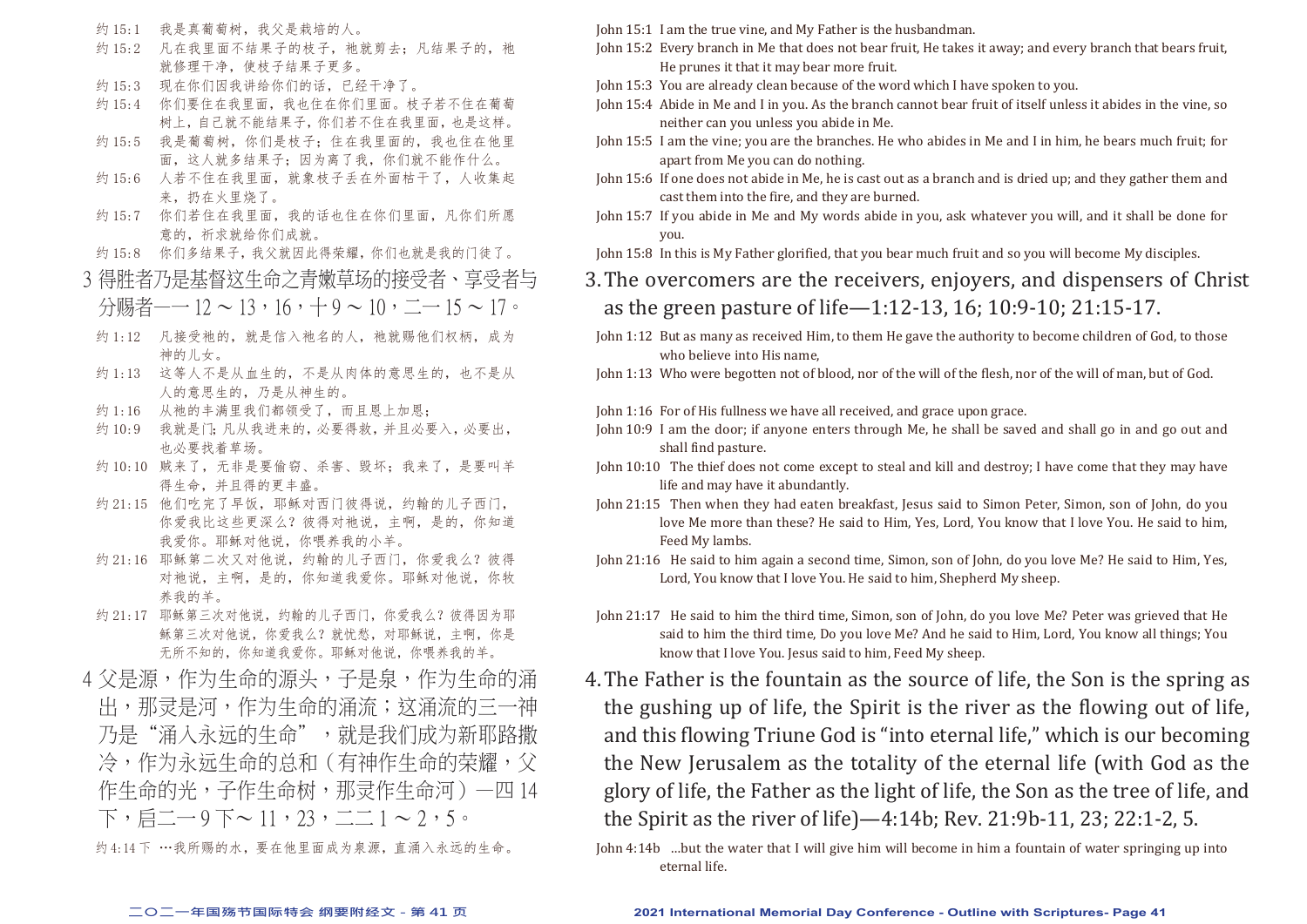约 15:1　我是真葡萄树，我父是栽培的人。

约 15:2　凡在我里面不结果子的枝子，祂就剪去；凡结果子的，祂就修理干净，使枝子结果子更多。

约 15:3　现在你们因我讲给你们的话，已经干净了。

约 15:4　你们要住在我里面，我也住在你们里面。枝子若不住在葡萄树上，自己就不能结果子，你们若不住在我里面，也是这样。

约 15:5　我是葡萄树，你们是枝子；住在我里面的，我也住在他里面，这人就多结果子；因为离了我，你们就不能作什么。

约 15:6　人若不住在我里面，就象枝子丢在外面枯干了，人收集起来，扔在火里烧了。

约 15:7　你们若住在我里面，我的话也住在你们里面，凡你们所愿意的，祈求就给你们成就。

约 15:8　你们多结果子，我父就因此得荣耀，你们也就是我的门徒了。

3 得胜者乃是基督这生命之青嫩草场的接受者、享受者与分赐者——一 12 ～ 13，16，十 9 ～ 10，二一 15 ～ 17。

约 1:12　凡接受祂的，就是信入祂名的人，祂就赐他们权柄，成为神的儿女。

约 1:13　这等人不是从血生的，不是从肉体的意思生的，也不是从人的意思生的，乃是从神生的。

约 1:16　从祂的丰满里我们都领受了，而且恩上加恩；

约 10:9　我就是门；凡从我进来的，必要得救，并且必要入，必要出，也必要找着草场。

约 10:10　贼来了，无非是要偷窃、杀害、毁坏；我来了，是要叫羊得生命，并且得的更丰盛。

约 21:15　他们吃完了早饭，耶稣对西门彼得说，约翰的儿子西门，你爱我比这些更深么？彼得对祂说，主啊，是的，你知道我爱你。耶稣对他说，你喂养我的小羊。

约 21:16　耶稣第二次又对他说，约翰的儿子西门，你爱我么？彼得对祂说，主啊，是的，你知道我爱你。耶稣对他说，你牧养我的羊。

约 21:17　耶稣第三次对他说，约翰的儿子西门，你爱我么？彼得因为耶稣第三次对他说，你爱我么？就忧愁，对耶稣说，主啊，你是无所不知的，你知道我爱你。耶稣对他说，你喂养我的羊。

4 父是源，作为生命的源头，子是泉，作为生命的涌出，那灵是河，作为生命的涌流；这涌流的三一神乃是“涌入永远的生命”，就是我们成为新耶路撒冷，作为永远生命的总和（有神作生命的荣耀，父作生命的光，子作生命树，那灵作生命河）—四 14 下，启二一 9 下～ 11，23，二二 1 ～ 2，5。

约 4:14 下　…我所赐的水，要在他里面成为泉源，直涌入永远的生命。

John 15:1　I am the true vine, and My Father is the husbandman.

John 15:2　Every branch in Me that does not bear fruit, He takes it away; and every branch that bears fruit, He prunes it that it may bear more fruit.

John 15:3　You are already clean because of the word which I have spoken to you.

John 15:4　Abide in Me and I in you. As the branch cannot bear fruit of itself unless it abides in the vine, so neither can you unless you abide in Me.

John 15:5　I am the vine; you are the branches. He who abides in Me and I in him, he bears much fruit; for apart from Me you can do nothing.

John 15:6　If one does not abide in Me, he is cast out as a branch and is dried up; and they gather them and cast them into the fire, and they are burned.

John 15:7　If you abide in Me and My words abide in you, ask whatever you will, and it shall be done for you.

John 15:8　In this is My Father glorified, that you bear much fruit and so you will become My disciples.

3. The overcomers are the receivers, enjoyers, and dispensers of Christ as the green pasture of life—1:12-13, 16; 10:9-10; 21:15-17.

John 1:12　But as many as received Him, to them He gave the authority to become children of God, to those who believe into His name,

John 1:13　Who were begotten not of blood, nor of the will of the flesh, nor of the will of man, but of God.

John 1:16　For of His fullness we have all received, and grace upon grace.

John 10:9　I am the door; if anyone enters through Me, he shall be saved and shall go in and go out and shall find pasture.

John 10:10　The thief does not come except to steal and kill and destroy; I have come that they may have life and may have it abundantly.

John 21:15　Then when they had eaten breakfast, Jesus said to Simon Peter, Simon, son of John, do you love Me more than these? He said to Him, Yes, Lord, You know that I love You. He said to him, Feed My lambs.

John 21:16　He said to him again a second time, Simon, son of John, do you love Me? He said to Him, Yes, Lord, You know that I love You. He said to him, Shepherd My sheep.

John 21:17　He said to him the third time, Simon, son of John, do you love Me? Peter was grieved that He said to him the third time, Do you love Me? And he said to Him, Lord, You know all things; You know that I love You. Jesus said to him, Feed My sheep.

4. The Father is the fountain as the source of life, the Son is the spring as the gushing up of life, the Spirit is the river as the flowing out of life, and this flowing Triune God is “into eternal life,” which is our becoming the New Jerusalem as the totality of the eternal life (with God as the glory of life, the Father as the light of life, the Son as the tree of life, and the Spirit as the river of life)—4:14b; Rev. 21:9b-11, 23; 22:1-2, 5.

John 4:14b　...but the water that I will give him will become in him a fountain of water springing up into eternal life.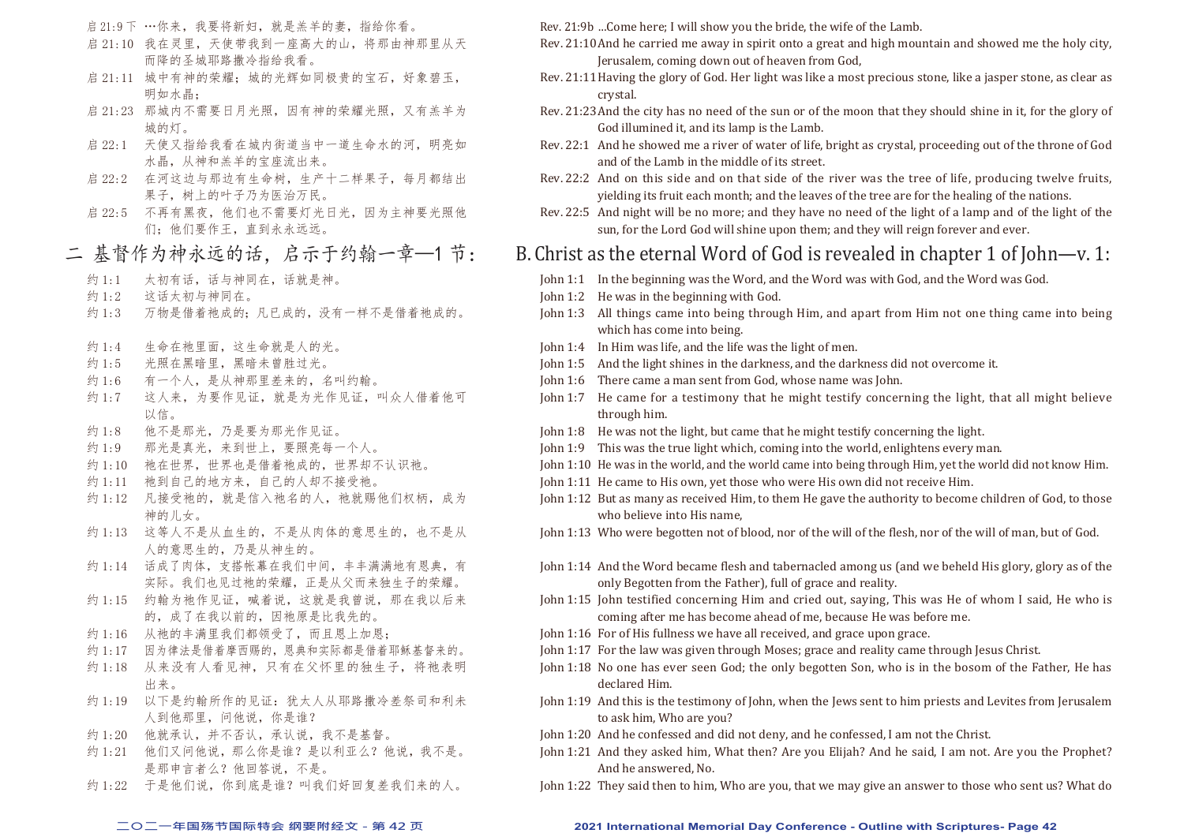启 21:9 下 …你来，我要将新妇，就是羔羊的妻，指给你看。
启 21:10 我在灵里，天使带我到一座高大的山，将那由神那里从天而降的圣城耶路撒冷指给我看。
启 21:11 城中有神的荣耀；城的光辉如同极贵的宝石，好象碧玉，明如水晶；
启 21:23 那城内不需要日月光照，因有神的荣耀光照，又有羔羊为城的灯。
启 22:1 天使又指给我看在城内街道当中一道生命水的河，明亮如水晶，从神和羔羊的宝座流出来。
启 22:2 在河这边与那边有生命树，生产十二样果子，每月都结出果子，树上的叶子乃为医治万民。
启 22:5 不再有黑夜，他们也不需要灯光日光，因为主神要光照他们；他们要作王，直到永永远远。

## 二 基督作为神永远的话，启示于约翰一章一1 节：

约 1:1 太初有话，话与神同在，话就是神。
约 1:2 这话太初与神同在。
约 1:3 万物是借着祂成的；凡已成的，没有一样不是借着祂成的。

约 1:4 生命在祂里面，这生命就是人的光。
约 1:5 光照在黑暗里，黑暗未曾胜过光。
约 1:6 有一个人，是从神那里差来的，名叫约翰。
约 1:7 这人来，为要作见证，就是为光作见证，叫众人借着他可以信。
约 1:8 他不是那光，乃是要为那光作见证。
约 1:9 那光是真光，来到世上，要照亮每一个人。
约 1:10 祂在世界，世界也是借着祂成的，世界却不认识祂。
约 1:11 祂到自己的地方来，自己的人却不接受祂。
约 1:12 凡接受祂的，就是信入祂名的人，祂就赐他们权柄，成为神的儿女。
约 1:13 这等人不是从血生的，不是从肉体的意思生的，也不是从人的意思生的，乃是从神生的。
约 1:14 话成了肉体，支搭帐幕在我们中间，丰丰满满地有恩典，有实际。我们也见过祂的荣耀，正是从父而来独生子的荣耀。
约 1:15 约翰为祂作见证，喊着说，这就是我曾说，那在我以后来的，成了在我以前的，因祂原是比我先的。
约 1:16 从祂的丰满里我们都领受了，而且恩上加恩；
约 1:17 因为律法是借着摩西赐的，恩典和实际都是借着耶稣基督来的。
约 1:18 从来没有人看见神，只有在父怀里的独生子，将祂表明出来。
约 1:19 以下是约翰所作的见证：犹太人从耶路撒冷差祭司和利未人到他那里，问他说，你是谁？
约 1:20 他就承认，并不否认，承认说，我不是基督。
约 1:21 他们又问他说，那么你是谁？是以利亚么？他说，我不是。是那申言者么？他回答说，不是。
约 1:22 于是他们说，你到底是谁？叫我们好回复差我们来的人。

Rev. 21:9b ...Come here; I will show you the bride, the wife of the Lamb.
Rev. 21:10 And he carried me away in spirit onto a great and high mountain and showed me the holy city, Jerusalem, coming down out of heaven from God,
Rev. 21:11 Having the glory of God. Her light was like a most precious stone, like a jasper stone, as clear as crystal.
Rev. 21:23 And the city has no need of the sun or of the moon that they should shine in it, for the glory of God illumined it, and its lamp is the Lamb.
Rev. 22:1 And he showed me a river of water of life, bright as crystal, proceeding out of the throne of God and of the Lamb in the middle of its street.
Rev. 22:2 And on this side and on that side of the river was the tree of life, producing twelve fruits, yielding its fruit each month; and the leaves of the tree are for the healing of the nations.
Rev. 22:5 And night will be no more; and they have no need of the light of a lamp and of the light of the sun, for the Lord God will shine upon them; and they will reign forever and ever.

## B. Christ as the eternal Word of God is revealed in chapter 1 of John—v. 1:

John 1:1 In the beginning was the Word, and the Word was with God, and the Word was God.
John 1:2 He was in the beginning with God.
John 1:3 All things came into being through Him, and apart from Him not one thing came into being which has come into being.
John 1:4 In Him was life, and the life was the light of men.
John 1:5 And the light shines in the darkness, and the darkness did not overcome it.
John 1:6 There came a man sent from God, whose name was John.
John 1:7 He came for a testimony that he might testify concerning the light, that all might believe through him.
John 1:8 He was not the light, but came that he might testify concerning the light.
John 1:9 This was the true light which, coming into the world, enlightens every man.
John 1:10 He was in the world, and the world came into being through Him, yet the world did not know Him.
John 1:11 He came to His own, yet those who were His own did not receive Him.
John 1:12 But as many as received Him, to them He gave the authority to become children of God, to those who believe into His name,
John 1:13 Who were begotten not of blood, nor of the will of the flesh, nor of the will of man, but of God.
John 1:14 And the Word became flesh and tabernacled among us (and we beheld His glory, glory as of the only Begotten from the Father), full of grace and reality.
John 1:15 John testified concerning Him and cried out, saying, This was He of whom I said, He who is coming after me has become ahead of me, because He was before me.
John 1:16 For of His fullness we have all received, and grace upon grace.
John 1:17 For the law was given through Moses; grace and reality came through Jesus Christ.
John 1:18 No one has ever seen God; the only begotten Son, who is in the bosom of the Father, He has declared Him.
John 1:19 And this is the testimony of John, when the Jews sent to him priests and Levites from Jerusalem to ask him, Who are you?
John 1:20 And he confessed and did not deny, and he confessed, I am not the Christ.
John 1:21 And they asked him, What then? Are you Elijah? And he said, I am not. Are you the Prophet? And he answered, No.
John 1:22 They said then to him, Who are you, that we may give an answer to those who sent us? What do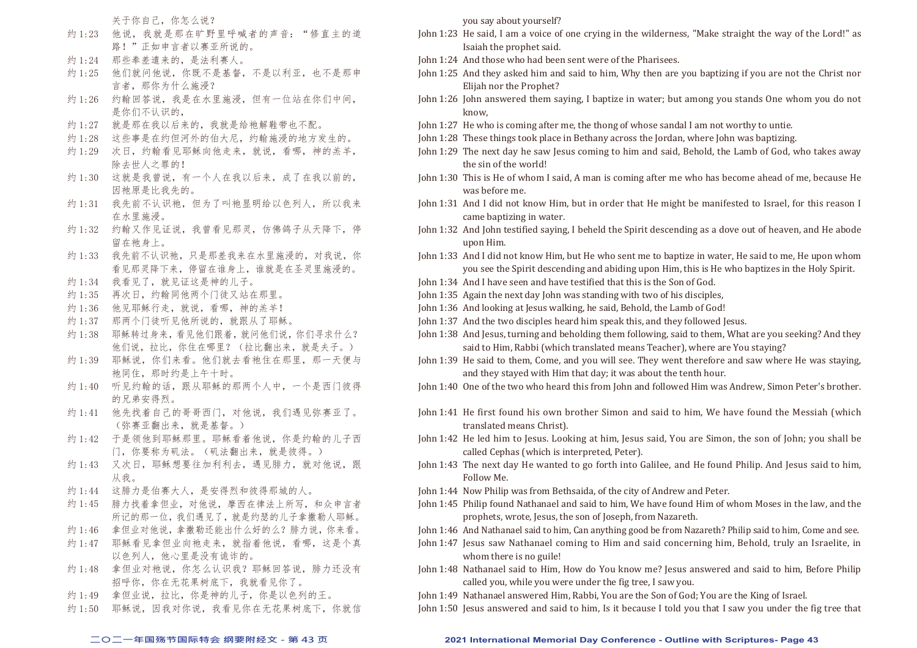关于你自己，你怎么说？

约 1:23 他说，我就是那在旷野里呼喊者的声音："修直主的道路！"正如申言者以赛亚所说的。

约 1:24 那些奉差遣来的，是法利赛人。

约 1:25 他们就问他说，你既不是基督，不是以利亚，也不是那申言者，那你为什么施浸？

约 1:26 约翰回答说，我是在水里施浸，但有一位站在你们中间，是你们不认识的，

约 1:27 就是那在我以后来的，我就是给祂解鞋带也不配。

约 1:28 这些事是在约但河外的伯大尼，约翰施浸的地方发生的。

约 1:29 次日，约翰看见耶稣向他走来，就说，看哪，神的羔羊，除去世人之罪的！

约 1:30 这就是我曾说，有一个人在我以后来，成了在我以前的，因祂原是比我先的。

约 1:31 我先前不认识祂，但为了叫祂显明给以色列人，所以我来在水里施浸。

约 1:32 约翰又作见证说，我曾看见那灵，仿佛鸽子从天降下，停留在祂身上。

约 1:33 我先前不认识祂，只是那差我来在水里施浸的，对我说，你看见那灵降下来，停留在谁身上，谁就是在圣灵里施浸的。

约 1:34 我看见了，就见证这是神的儿子。

约 1:35 再次日，约翰同他两个门徒又站在那里。

约 1:36 他见耶稣行走，就说，看哪，神的羔羊！

约 1:37 那两个门徒听见他所说的，就跟从了耶稣。

约 1:38 耶稣转过身来，看见他们跟着，就问他们说，你们寻求什么？他们说，拉比，你住在哪里？（拉比翻出来，就是夫子。）

约 1:39 耶稣说，你们来看。他们就去看祂住在那里，那一天便与祂同住，那时约是上午十时。

约 1:40 听见约翰的话，跟从耶稣的那两个人中，一个是西门彼得的兄弟安得烈。

约 1:41 他先找着自己的哥哥西门，对他说，我们遇见弥赛亚了。（弥赛亚翻出来，就是基督。）

约 1:42 于是领他到耶稣那里。耶稣看着他说，你是约翰的儿子西门，你要称为矶法。（矶法翻出来，就是彼得。）

约 1:43 又次日，耶稣想要往加利利去，遇见腓力，就对他说，跟从我。

约 1:44 这腓力是伯赛大人，是安得烈和彼得那城的人。

约 1:45 腓力找着拿但业，对他说，摩西在律法上所写，和众申言者所记的那一位，我们遇见了，就是约瑟的儿子拿撒勒人耶稣。

约 1:46 拿但业对他说，拿撒勒还能出什么好的么？腓力说，你来看。

约 1:47 耶稣看见拿但业向祂走来，就指着他说，看哪，这是个真以色列人，他心里是没有诡诈的。

约 1:48 拿但业对祂说，你怎么认识我？耶稣回答说，腓力还没有招呼你，你在无花果树底下，我就看见你了。

约 1:49 拿但业说，拉比，你是神的儿子，你是以色列的王。

约 1:50 耶稣说，因我对你说，我看见你在无花果树底下，你就信

you say about yourself?

John 1:23 He said, I am a voice of one crying in the wilderness, "Make straight the way of the Lord!" as Isaiah the prophet said.

John 1:24 And those who had been sent were of the Pharisees.

John 1:25 And they asked him and said to him, Why then are you baptizing if you are not the Christ nor Elijah nor the Prophet?

John 1:26 John answered them saying, I baptize in water; but among you stands One whom you do not know,

John 1:27 He who is coming after me, the thong of whose sandal I am not worthy to untie.

John 1:28 These things took place in Bethany across the Jordan, where John was baptizing.

John 1:29 The next day he saw Jesus coming to him and said, Behold, the Lamb of God, who takes away the sin of the world!

John 1:30 This is He of whom I said, A man is coming after me who has become ahead of me, because He was before me.

John 1:31 And I did not know Him, but in order that He might be manifested to Israel, for this reason I came baptizing in water.

John 1:32 And John testified saying, I beheld the Spirit descending as a dove out of heaven, and He abode upon Him.

John 1:33 And I did not know Him, but He who sent me to baptize in water, He said to me, He upon whom you see the Spirit descending and abiding upon Him, this is He who baptizes in the Holy Spirit.

John 1:34 And I have seen and have testified that this is the Son of God.

John 1:35 Again the next day John was standing with two of his disciples,

John 1:36 And looking at Jesus walking, he said, Behold, the Lamb of God!

John 1:37 And the two disciples heard him speak this, and they followed Jesus.

John 1:38 And Jesus, turning and beholding them following, said to them, What are you seeking? And they said to Him, Rabbi (which translated means Teacher), where are You staying?

John 1:39 He said to them, Come, and you will see. They went therefore and saw where He was staying, and they stayed with Him that day; it was about the tenth hour.

John 1:40 One of the two who heard this from John and followed Him was Andrew, Simon Peter's brother.

John 1:41 He first found his own brother Simon and said to him, We have found the Messiah (which translated means Christ).

John 1:42 He led him to Jesus. Looking at him, Jesus said, You are Simon, the son of John; you shall be called Cephas (which is interpreted, Peter).

John 1:43 The next day He wanted to go forth into Galilee, and He found Philip. And Jesus said to him, Follow Me.

John 1:44 Now Philip was from Bethsaida, of the city of Andrew and Peter.

John 1:45 Philip found Nathanael and said to him, We have found Him of whom Moses in the law, and the prophets, wrote, Jesus, the son of Joseph, from Nazareth.

John 1:46 And Nathanael said to him, Can anything good be from Nazareth? Philip said to him, Come and see.

John 1:47 Jesus saw Nathanael coming to Him and said concerning him, Behold, truly an Israelite, in whom there is no guile!

John 1:48 Nathanael said to Him, How do You know me? Jesus answered and said to him, Before Philip called you, while you were under the fig tree, I saw you.

John 1:49 Nathanael answered Him, Rabbi, You are the Son of God; You are the King of Israel.

John 1:50 Jesus answered and said to him, Is it because I told you that I saw you under the fig tree that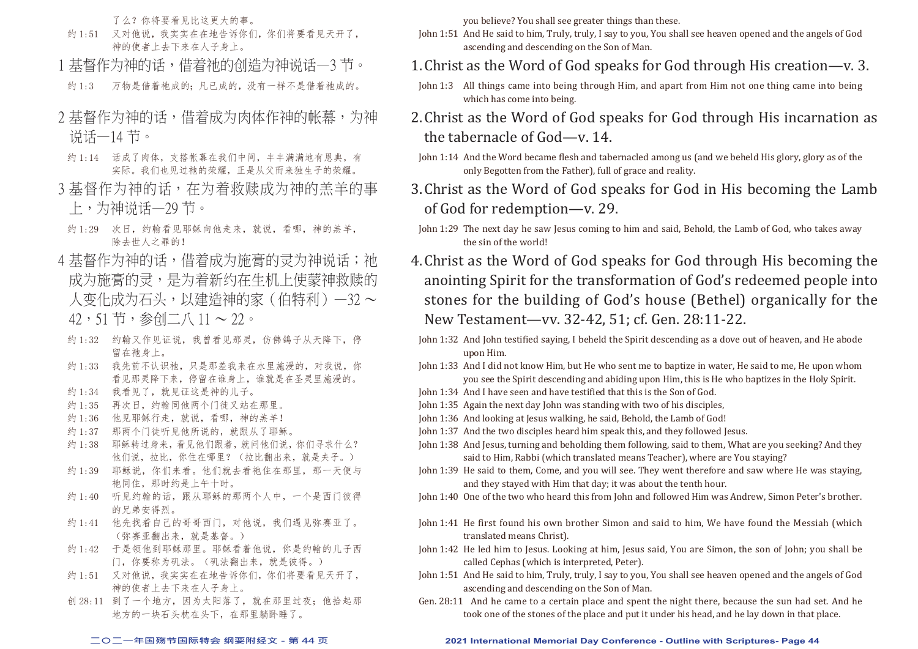了么？你将要看见比这更大的事。

约 1:51 又对他说，我实实在在地告诉你们，你们将要看见天开了，神的使者上去下来在人子身上。

1 基督作为神的话，借着祂的创造为神说话—3 节。

约 1:3 万物是借着祂成的；凡已成的，没有一样不是借着祂成的。

2 基督作为神的话，借着成为肉体作神的帐幕，为神说话—14 节。

约 1:14 话成了肉体，支搭帐幕在我们中间，丰丰满满地有恩典，有实际。我们也见过祂的荣耀，正是从父而来独生子的荣耀。

3 基督作为神的话，在为着救赎成为神的羔羊的事上，为神说话—29 节。

约 1:29 次日，约翰看见耶稣向他走来，就说，看哪，神的羔羊，除去世人之罪的！

4 基督作为神的话，借着成为施膏的灵为神说话；祂成为施膏的灵，是为着新约在生机上使蒙神救赎的人变化成为石头，以建造神的家（伯特利）—32 ～ 42，51 节，参创二八 11 ～ 22。

约 1:32 约翰又作见证说，我曾看见那灵，仿佛鸽子从天降下，停留在祂身上。

约 1:33 我先前不认识祂，只是那差我来在水里施浸的，对我说，你看见那灵降下来，停留在谁身上，谁就是在圣灵里施浸的。

约 1:34 我看见了，就见证这是神的儿子。

约 1:35 再次日，约翰同他两个门徒又站在那里。

约 1:36 他见耶稣行走，就说，看哪，神的羔羊！

约 1:37 那两个门徒听见他所说的，就跟从了耶稣。

约 1:38 耶稣转过身来，看见他们跟着，就问他们说，你们寻求什么？他们说，拉比，你住在哪里？（拉比翻出来，就是夫子。）

约 1:39 耶稣说，你们来看。他们就去看祂住在那里，那一天便与祂同住，那时约是上午十时。

约 1:40 听见约翰的话，跟从耶稣的那两个人中，一个是西门彼得的兄弟安得烈。

约 1:41 他先找着自己的哥哥西门，对他说，我们遇见弥赛亚了。（弥赛亚翻出来，就是基督。）

约 1:42 于是领他到耶稣那里。耶稣看着他说，你是约翰的儿子西门，你要称为矶法。（矶法翻出来，就是彼得。）

约 1:51 又对他说，我实实在在地告诉你们，你们将要看见天开了，神的使者上去下来在人子身上。

创 28:11 到了一个地方，因为太阳落了，就在那里过夜；他拾起那地方的一块石头枕在头下，在那里躺卧睡了。

you believe? You shall see greater things than these.

John 1:51 And He said to him, Truly, truly, I say to you, You shall see heaven opened and the angels of God ascending and descending on the Son of Man.

1. Christ as the Word of God speaks for God through His creation—v. 3.

John 1:3 All things came into being through Him, and apart from Him not one thing came into being which has come into being.

2. Christ as the Word of God speaks for God through His incarnation as the tabernacle of God—v. 14.

John 1:14 And the Word became flesh and tabernacled among us (and we beheld His glory, glory as of the only Begotten from the Father), full of grace and reality.

3. Christ as the Word of God speaks for God in His becoming the Lamb of God for redemption—v. 29.

John 1:29 The next day he saw Jesus coming to him and said, Behold, the Lamb of God, who takes away the sin of the world!

4. Christ as the Word of God speaks for God through His becoming the anointing Spirit for the transformation of God's redeemed people into stones for the building of God's house (Bethel) organically for the New Testament—vv. 32-42, 51; cf. Gen. 28:11-22.

John 1:32 And John testified saying, I beheld the Spirit descending as a dove out of heaven, and He abode upon Him.

John 1:33 And I did not know Him, but He who sent me to baptize in water, He said to me, He upon whom you see the Spirit descending and abiding upon Him, this is He who baptizes in the Holy Spirit.

John 1:34 And I have seen and have testified that this is the Son of God.

John 1:35 Again the next day John was standing with two of his disciples,

John 1:36 And looking at Jesus walking, he said, Behold, the Lamb of God!

John 1:37 And the two disciples heard him speak this, and they followed Jesus.

John 1:38 And Jesus, turning and beholding them following, said to them, What are you seeking? And they said to Him, Rabbi (which translated means Teacher), where are You staying?

John 1:39 He said to them, Come, and you will see. They went therefore and saw where He was staying, and they stayed with Him that day; it was about the tenth hour.

John 1:40 One of the two who heard this from John and followed Him was Andrew, Simon Peter's brother.

John 1:41 He first found his own brother Simon and said to him, We have found the Messiah (which translated means Christ).

John 1:42 He led him to Jesus. Looking at him, Jesus said, You are Simon, the son of John; you shall be called Cephas (which is interpreted, Peter).

John 1:51 And He said to him, Truly, truly, I say to you, You shall see heaven opened and the angels of God ascending and descending on the Son of Man.

Gen. 28:11 And he came to a certain place and spent the night there, because the sun had set. And he took one of the stones of the place and put it under his head, and he lay down in that place.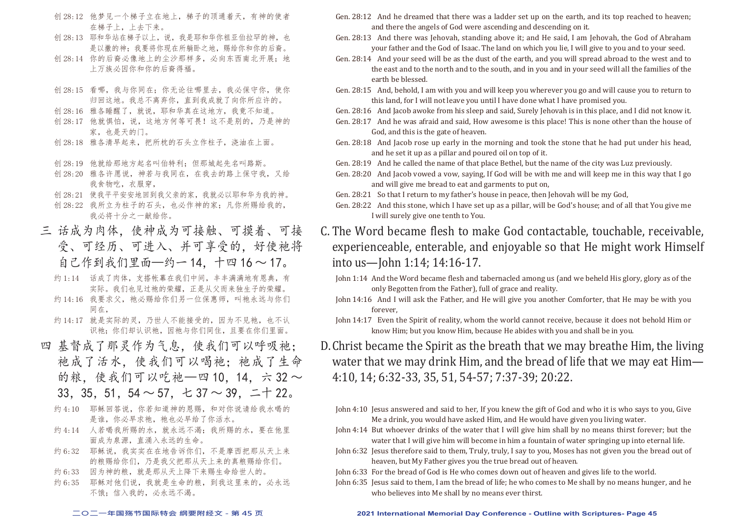创 28:12　他梦见一个梯子立在地上，梯子的顶通着天，有神的使者在梯子上，上去下来。

创 28:13　耶和华站在梯子以上，说，我是耶和华你祖亚伯拉罕的神，也是以撒的神；我要将你现在所躺卧之地，赐给你和你的后裔。

创 28:14　你的后裔必像地上的尘沙那样多，必向东西南北开展；地上万族必因你和你的后裔得福。

创 28:15　看哪，我与你同在；你无论往哪里去，我必保守你，使你归回这地。我总不离弃你，直到我成就了向你所应许的。

创 28:16　雅各睡醒了，就说，耶和华真在这地方，我竟不知道。

创 28:17　他就惧怕，说，这地方何等可畏！这不是别的，乃是神的家，也是天的门。

创 28:18　雅各清早起来，把所枕的石头立作柱子，浇油在上面。

创 28:19　他就给那地方起名叫伯特利；但那城起先名叫路斯。

创 28:20　雅各许愿说，神若与我同在，在我去的路上保守我，又给我食物吃，衣服穿，

创 28:21　使我平平安安地回到我父亲的家，我就必以耶和华为我的神。

创 28:22　我所立为柱子的石头，也必作神的家；凡你所赐给我的，我必将十分之一献给你。

## 三　话成为肉体，使神成为可接触、可摸着、可接受、可经历、可进入、并可享受的，好使祂将自己作到我们里面—约一14，十四16～17。

约 1:14　话成了肉体，支搭帐幕在我们中间，丰丰满满地有恩典，有实际。我们也见过祂的荣耀，正是从父而来独生子的荣耀。

约 14:16　我要求父，祂必赐给你们另一位保惠师，叫祂永远与你们同在，

约 14:17　就是实际的灵，乃世人不能接受的，因为不见祂，也不认识祂；你们却认识祂，因祂与你们同住，且要在你们里面。

## 四　基督成了那灵作为气息，使我们可以呼吸祂；祂成了活水，使我们可以喝祂；祂成了生命的粮，使我们可以吃祂—四10，14，六32～33，35，51，54～57，七37～39，二十22。

约 4:10　耶稣回答说，你若知道神的恩赐，和对你说请给我水喝的是谁，你必早求祂，祂也必早给了你活水。

约 4:14　人若喝我所赐的水，就永远不渴；我所赐的水，要在他里面成为泉源，直涌入永远的生命。

约 6:32　耶稣说，我实实在在地告诉你们，不是摩西把那从天上来的粮赐给你们，乃是我父把那从天上来的真粮赐给你们。

约 6:33　因为神的粮，就是那从天上降下来赐生命给世人的。

约 6:35　耶稣对他们说，我就是生命的粮，到我这里来的，必永远不饿；信入我的，必永远不渴。

Gen. 28:12　And he dreamed that there was a ladder set up on the earth, and its top reached to heaven; and there the angels of God were ascending and descending on it.

Gen. 28:13　And there was Jehovah, standing above it; and He said, I am Jehovah, the God of Abraham your father and the God of Isaac. The land on which you lie, I will give to you and to your seed.

Gen. 28:14　And your seed will be as the dust of the earth, and you will spread abroad to the west and to the east and to the north and to the south, and in you and in your seed will all the families of the earth be blessed.

Gen. 28:15　And, behold, I am with you and will keep you wherever you go and will cause you to return to this land, for I will not leave you until I have done what I have promised you.

Gen. 28:16　And Jacob awoke from his sleep and said, Surely Jehovah is in this place, and I did not know it.

Gen. 28:17　And he was afraid and said, How awesome is this place! This is none other than the house of God, and this is the gate of heaven.

Gen. 28:18　And Jacob rose up early in the morning and took the stone that he had put under his head, and he set it up as a pillar and poured oil on top of it.

Gen. 28:19　And he called the name of that place Bethel, but the name of the city was Luz previously.

Gen. 28:20　And Jacob vowed a vow, saying, If God will be with me and will keep me in this way that I go and will give me bread to eat and garments to put on,

Gen. 28:21　So that I return to my father's house in peace, then Jehovah will be my God,

Gen. 28:22　And this stone, which I have set up as a pillar, will be God's house; and of all that You give me I will surely give one tenth to You.

## C. The Word became flesh to make God contactable, touchable, receivable, experienceable, enterable, and enjoyable so that He might work Himself into us—John 1:14; 14:16-17.

John 1:14　And the Word became flesh and tabernacled among us (and we beheld His glory, glory as of the only Begotten from the Father), full of grace and reality.

John 14:16　And I will ask the Father, and He will give you another Comforter, that He may be with you forever,

John 14:17　Even the Spirit of reality, whom the world cannot receive, because it does not behold Him or know Him; but you know Him, because He abides with you and shall be in you.

## D. Christ became the Spirit as the breath that we may breathe Him, the living water that we may drink Him, and the bread of life that we may eat Him—4:10, 14; 6:32-33, 35, 51, 54-57; 7:37-39; 20:22.

John 4:10　Jesus answered and said to her, If you knew the gift of God and who it is who says to you, Give Me a drink, you would have asked Him, and He would have given you living water.

John 4:14　But whoever drinks of the water that I will give him shall by no means thirst forever; but the water that I will give him will become in him a fountain of water springing up into eternal life.

John 6:32　Jesus therefore said to them, Truly, truly, I say to you, Moses has not given you the bread out of heaven, but My Father gives you the true bread out of heaven.

John 6:33　For the bread of God is He who comes down out of heaven and gives life to the world.

John 6:35　Jesus said to them, I am the bread of life; he who comes to Me shall by no means hunger, and he who believes into Me shall by no means ever thirst.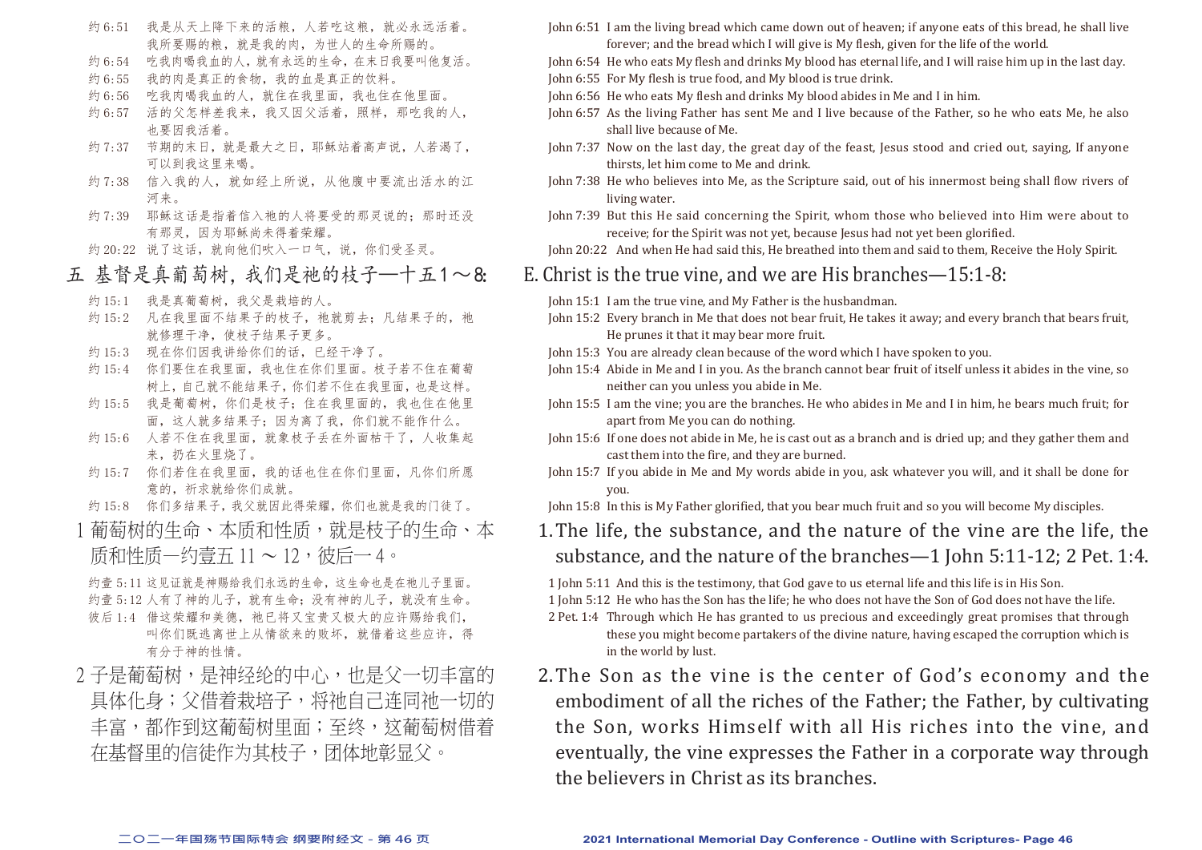约 6:51　我是从天上降下来的活粮，人若吃这粮，就必永远活着。我所要赐的粮，就是我的肉，为世人的生命所赐的。

约 6:54　吃我肉喝我血的人，就有永远的生命，在末日我要叫他复活。

约 6:55　我的肉是真正的食物，我的血是真正的饮料。

约 6:56　吃我肉喝我血的人，就住在我里面，我也住在他里面。

约 6:57　活的父怎样差我来，我又因父活着，照样，那吃我的人，也要因我活着。

约 7:37　节期的末日，就是最大之日，耶稣站着高声说，人若渴了，可以到我这里来喝。

约 7:38　信入我的人，就如经上所说，从他腹中要流出活水的江河来。

约 7:39　耶稣这话是指着信入祂的人将要受的那灵说的；那时还没有那灵，因为耶稣尚未得着荣耀。

约 20:22　说了这话，就向他们吹入一口气，说，你们受圣灵。

## 五 基督是真葡萄树，我们是祂的枝子—十五1～8:

约 15:1　我是真葡萄树，我父是栽培的人。

约 15:2　凡在我里面不结果子的枝子，祂就剪去；凡结果子的，祂就修理干净，使枝子结果子更多。

约 15:3　现在你们因我讲给你们的话，已经干净了。

约 15:4　你们要住在我里面，我也住在你们里面。枝子若不住在葡萄树上，自己就不能结果子，你们若不住在我里面，也是这样。

约 15:5　我是葡萄树，你们是枝子；住在我里面的，我也住在他里面，这人就多结果子；因为离了我，你们就不能作什么。

约 15:6　人若不住在我里面，就象枝子丢在外面枯干了，人收集起来，扔在火里烧了。

约 15:7　你们若住在我里面，我的话也住在你们里面，凡你们所愿意的，祈求就给你们成就。

约 15:8　你们多结果子，我父就因此得荣耀，你们也就是我的门徒了。

1 葡萄树的生命、本质和性质，就是枝子的生命、本质和性质—约壹五 11 ～ 12，彼后一 4。

约壹 5:11　这见证就是神赐给我们永远的生命，这生命也是在祂儿子里面。

约壹 5:12　人有了神的儿子，就有生命；没有神的儿子，就没有生命。

彼后 1:4　借这荣耀和美德，祂已将又宝贵又极大的应许赐给我们，叫你们既逃离世上从情欲来的败坏，就借着这些应许，得有分于神的性情。

2 子是葡萄树，是神经纶的中心，也是父一切丰富的具体化身；父借着栽培子，将祂自己连同祂一切的丰富，都作到这葡萄树里面；至终，这葡萄树借着在基督里的信徒作为其枝子，团体地彰显父。

John 6:51　I am the living bread which came down out of heaven; if anyone eats of this bread, he shall live forever; and the bread which I will give is My flesh, given for the life of the world.

John 6:54　He who eats My flesh and drinks My blood has eternal life, and I will raise him up in the last day.

John 6:55　For My flesh is true food, and My blood is true drink.

John 6:56　He who eats My flesh and drinks My blood abides in Me and I in him.

John 6:57　As the living Father has sent Me and I live because of the Father, so he who eats Me, he also shall live because of Me.

John 7:37　Now on the last day, the great day of the feast, Jesus stood and cried out, saying, If anyone thirsts, let him come to Me and drink.

John 7:38　He who believes into Me, as the Scripture said, out of his innermost being shall flow rivers of living water.

John 7:39　But this He said concerning the Spirit, whom those who believed into Him were about to receive; for the Spirit was not yet, because Jesus had not yet been glorified.

John 20:22　And when He had said this, He breathed into them and said to them, Receive the Holy Spirit.

## E. Christ is the true vine, and we are His branches—15:1-8:

John 15:1　I am the true vine, and My Father is the husbandman.

John 15:2　Every branch in Me that does not bear fruit, He takes it away; and every branch that bears fruit, He prunes it that it may bear more fruit.

John 15:3　You are already clean because of the word which I have spoken to you.

John 15:4　Abide in Me and I in you. As the branch cannot bear fruit of itself unless it abides in the vine, so neither can you unless you abide in Me.

John 15:5　I am the vine; you are the branches. He who abides in Me and I in him, he bears much fruit; for apart from Me you can do nothing.

John 15:6　If one does not abide in Me, he is cast out as a branch and is dried up; and they gather them and cast them into the fire, and they are burned.

John 15:7　If you abide in Me and My words abide in you, ask whatever you will, and it shall be done for you.

John 15:8　In this is My Father glorified, that you bear much fruit and so you will become My disciples.

1. The life, the substance, and the nature of the vine are the life, the substance, and the nature of the branches—1 John 5:11-12; 2 Pet. 1:4.

1 John 5:11　And this is the testimony, that God gave to us eternal life and this life is in His Son.

1 John 5:12　He who has the Son has the life; he who does not have the Son of God does not have the life.

2 Pet. 1:4　Through which He has granted to us precious and exceedingly great promises that through these you might become partakers of the divine nature, having escaped the corruption which is in the world by lust.

2. The Son as the vine is the center of God's economy and the embodiment of all the riches of the Father; the Father, by cultivating the Son, works Himself with all His riches into the vine, and eventually, the vine expresses the Father in a corporate way through the believers in Christ as its branches.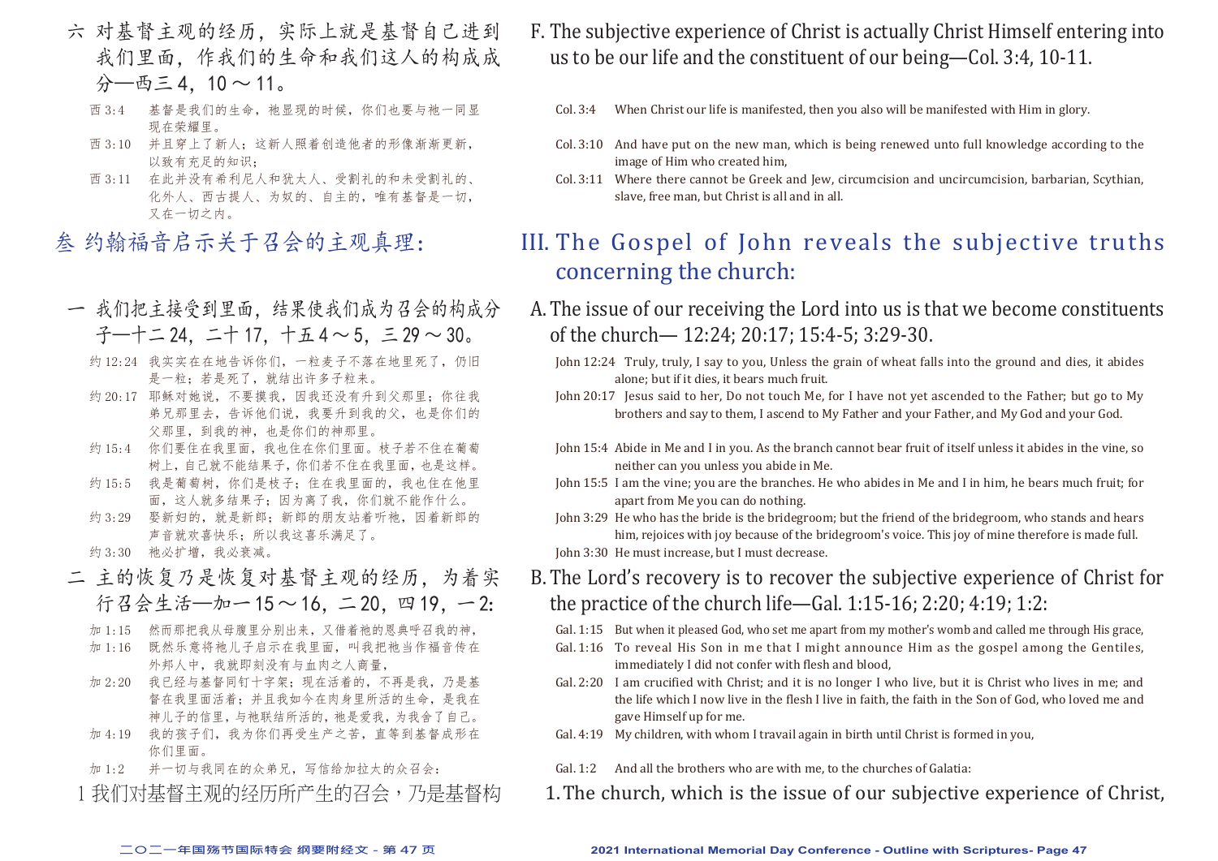六 对基督主观的经历，实际上就是基督自己进到我们里面，作我们的生命和我们这人的构成成分—西三4，10～11。

西3:4 基督是我们的生命，祂显现的时候，你们也要与祂一同显现在荣耀里。

西3:10 并且穿上了新人；这新人照着创造他者的形像渐渐更新，以致有充足的知识；

西3:11 在此并没有希利尼人和犹太人、受割礼的和未受割礼的、化外人、西古提人、为奴的、自主的，唯有基督是一切，又在一切之内。

## 叁 约翰福音启示关于召会的主观真理：

一 我们把主接受到里面，结果使我们成为召会的构成分子—十二24，二十17，十五4～5，三29～30。

约12:24 我实实在在地告诉你们，一粒麦子不落在地里死了，仍旧是一粒；若是死了，就结出许多子粒来。

约20:17 耶稣对她说，不要摸我，因我还没有升到父那里；你往我弟兄那里去，告诉他们说，我要升到我的父，也是你们的父那里，到我的神，也是你们的神那里。

约15:4 你们要住在我里面，我也住在你们里面。枝子若不住在葡萄树上，自己就不能结果子，你们若不住在我里面，也是这样。

约15:5 我是葡萄树，你们是枝子；住在我里面的，我也住在他里面，这人就多结果子；因为离了我，你们就不能作什么。

约3:29 娶新妇的，就是新郎；新郎的朋友站着听祂，因着新郎的声音就欢喜快乐；所以我这喜乐满足了。

约3:30 祂必扩增，我必衰减。

二 主的恢复乃是恢复对基督主观的经历，为着实行召会生活—加一15～16，二20，四19，一2：

加1:15 然而那把我从母腹里分别出来，又借着祂的恩典呼召我的神，

加1:16 既然乐意将祂儿子启示在我里面，叫我把祂当作福音传在外邦人中，我就即刻没有与血肉之人商量，

加2:20 我已经与基督同钉十字架；现在活着的，不再是我，乃是基督在我里面活着；并且我如今在肉身里所活的生命，是我在神儿子的信里，与祂联结所活的，祂是爱我，为我舍了自己。

加4:19 我的孩子们，我为你们再受生产之苦，直等到基督成形在你们里面。

加1:2 并一切与我同在的众弟兄，写信给加拉太的众召会：

1 我们对基督主观的经历所产生的召会，乃是基督构

F. The subjective experience of Christ is actually Christ Himself entering into us to be our life and the constituent of our being—Col. 3:4, 10-11.

Col. 3:4 When Christ our life is manifested, then you also will be manifested with Him in glory.

Col. 3:10 And have put on the new man, which is being renewed unto full knowledge according to the image of Him who created him,

Col. 3:11 Where there cannot be Greek and Jew, circumcision and uncircumcision, barbarian, Scythian, slave, free man, but Christ is all and in all.

## III. The Gospel of John reveals the subjective truths concerning the church:

A. The issue of our receiving the Lord into us is that we become constituents of the church— 12:24; 20:17; 15:4-5; 3:29-30.

John 12:24 Truly, truly, I say to you, Unless the grain of wheat falls into the ground and dies, it abides alone; but if it dies, it bears much fruit.

John 20:17 Jesus said to her, Do not touch Me, for I have not yet ascended to the Father; but go to My brothers and say to them, I ascend to My Father and your Father, and My God and your God.

John 15:4 Abide in Me and I in you. As the branch cannot bear fruit of itself unless it abides in the vine, so neither can you unless you abide in Me.

John 15:5 I am the vine; you are the branches. He who abides in Me and I in him, he bears much fruit; for apart from Me you can do nothing.

John 3:29 He who has the bride is the bridegroom; but the friend of the bridegroom, who stands and hears him, rejoices with joy because of the bridegroom's voice. This joy of mine therefore is made full.

John 3:30 He must increase, but I must decrease.

B. The Lord's recovery is to recover the subjective experience of Christ for the practice of the church life—Gal. 1:15-16; 2:20; 4:19; 1:2:

Gal. 1:15 But when it pleased God, who set me apart from my mother's womb and called me through His grace,

Gal. 1:16 To reveal His Son in me that I might announce Him as the gospel among the Gentiles, immediately I did not confer with flesh and blood,

Gal. 2:20 I am crucified with Christ; and it is no longer I who live, but it is Christ who lives in me; and the life which I now live in the flesh I live in faith, the faith in the Son of God, who loved me and gave Himself up for me.

Gal. 4:19 My children, with whom I travail again in birth until Christ is formed in you,

Gal. 1:2 And all the brothers who are with me, to the churches of Galatia:

1. The church, which is the issue of our subjective experience of Christ,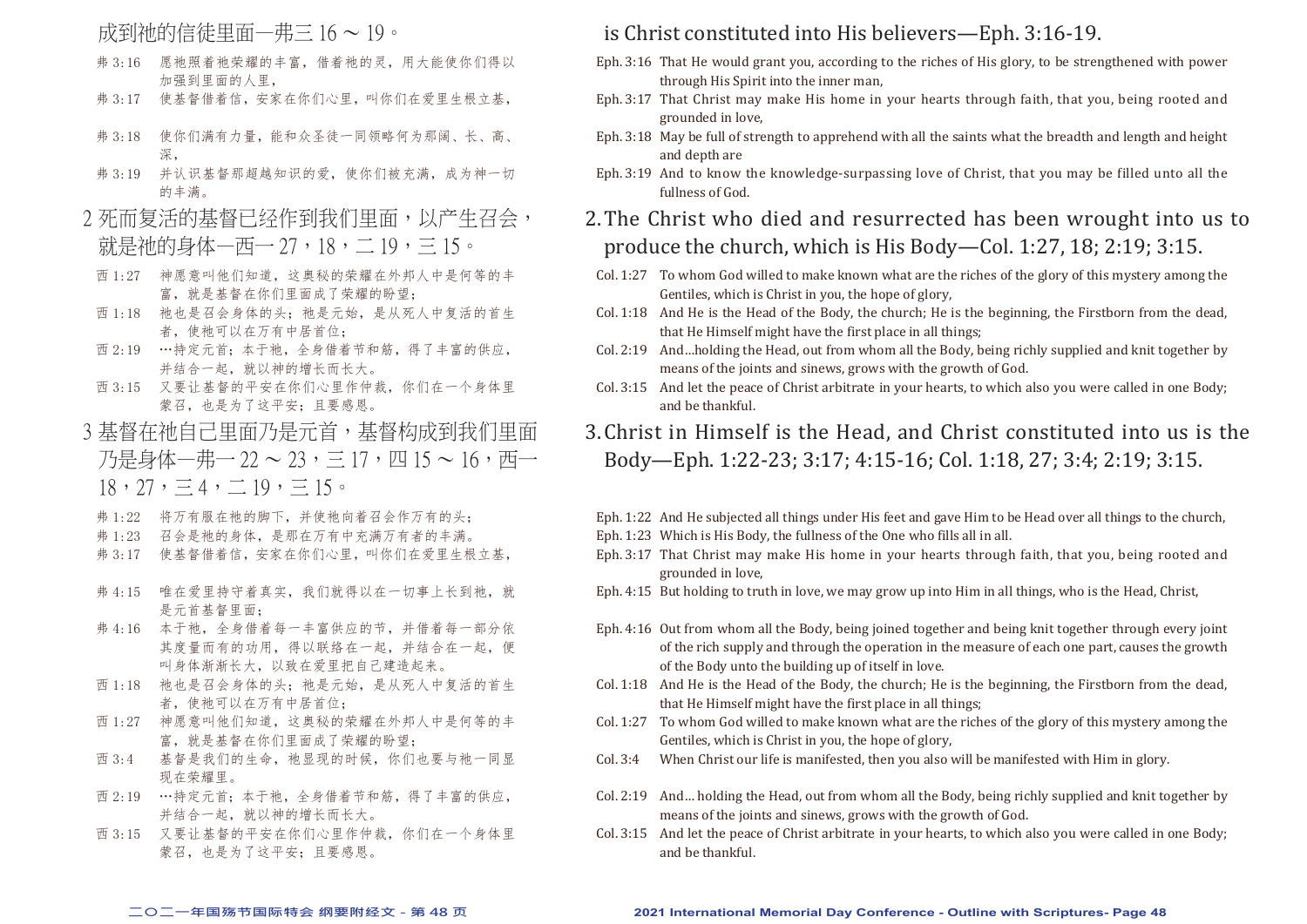成到祂的信徒里面—弗三16～19。

弗3:16 愿祂照着祂荣耀的丰富，借着祂的灵，用大能使你们得以加强到里面的人里，

弗3:17 使基督借着信，安家在你们心里，叫你们在爱里生根立基，

弗3:18 使你们满有力量，能和众圣徒一同领略何为那阔、长、高、深，

弗3:19 并认识基督那超越知识的爱，使你们被充满，成为神一切的丰满。

## 2 死而复活的基督已经作到我们里面，以产生召会，就是祂的身体—西一27，18，二19，三15。

西1:27 神愿意叫他们知道，这奥秘的荣耀在外邦人中是何等的丰富，就是基督在你们里面成了荣耀的盼望；

西1:18 祂也是召会身体的头；祂是元始，是从死人中复活的首生者，使祂可以在万有中居首位；

西2:19 …持定元首；本于祂，全身借着节和筋，得了丰富的供应，并结合一起，就以神的增长而长大。

西3:15 又要让基督的平安在你们心里作仲裁，你们在一个身体里蒙召，也是为了这平安；且要感恩。

## 3 基督在祂自己里面乃是元首，基督构成到我们里面乃是身体—弗一22～23，三17，四15～16，西一18，27，三4，二19，三15。

弗1:22 将万有服在祂的脚下，并使祂向着召会作万有的头；

弗1:23 召会是祂的身体，是那在万有中充满万有者的丰满。

弗3:17 使基督借着信，安家在你们心里，叫你们在爱里生根立基，

弗4:15 唯在爱里持守着真实，我们就得以在一切事上长到祂，就是元首基督里面；

弗4:16 本于祂，全身借着每一丰富供应的节，并借着每一部分依其度量而有的功用，得以联络在一起，并结合在一起，便叫身体渐渐长大，以致在爱里把自己建造起来。

西1:18 祂也是召会身体的头；祂是元始，是从死人中复活的首生者，使祂可以在万有中居首位；

西1:27 神愿意叫他们知道，这奥秘的荣耀在外邦人中是何等的丰富，就是基督在你们里面成了荣耀的盼望；

西3:4 基督是我们的生命，祂显现的时候，你们也要与祂一同显现在荣耀里。

西2:19 …持定元首；本于祂，全身借着节和筋，得了丰富的供应，并结合一起，就以神的增长而长大。

西3:15 又要让基督的平安在你们心里作仲裁，你们在一个身体里蒙召，也是为了这平安；且要感恩。

---

is Christ constituted into His believers—Eph. 3:16-19.

Eph. 3:16 That He would grant you, according to the riches of His glory, to be strengthened with power through His Spirit into the inner man,

Eph. 3:17 That Christ may make His home in your hearts through faith, that you, being rooted and grounded in love,

Eph. 3:18 May be full of strength to apprehend with all the saints what the breadth and length and height and depth are

Eph. 3:19 And to know the knowledge-surpassing love of Christ, that you may be filled unto all the fullness of God.

## 2. The Christ who died and resurrected has been wrought into us to produce the church, which is His Body—Col. 1:27, 18; 2:19; 3:15.

Col. 1:27 To whom God willed to make known what are the riches of the glory of this mystery among the Gentiles, which is Christ in you, the hope of glory,

Col. 1:18 And He is the Head of the Body, the church; He is the beginning, the Firstborn from the dead, that He Himself might have the first place in all things;

Col. 2:19 And...holding the Head, out from whom all the Body, being richly supplied and knit together by means of the joints and sinews, grows with the growth of God.

Col. 3:15 And let the peace of Christ arbitrate in your hearts, to which also you were called in one Body; and be thankful.

## 3. Christ in Himself is the Head, and Christ constituted into us is the Body—Eph. 1:22-23; 3:17; 4:15-16; Col. 1:18, 27; 3:4; 2:19; 3:15.

Eph. 1:22 And He subjected all things under His feet and gave Him to be Head over all things to the church,

Eph. 1:23 Which is His Body, the fullness of the One who fills all in all.

Eph. 3:17 That Christ may make His home in your hearts through faith, that you, being rooted and grounded in love,

Eph. 4:15 But holding to truth in love, we may grow up into Him in all things, who is the Head, Christ,

Eph. 4:16 Out from whom all the Body, being joined together and being knit together through every joint of the rich supply and through the operation in the measure of each one part, causes the growth of the Body unto the building up of itself in love.

Col. 1:18 And He is the Head of the Body, the church; He is the beginning, the Firstborn from the dead, that He Himself might have the first place in all things;

Col. 1:27 To whom God willed to make known what are the riches of the glory of this mystery among the Gentiles, which is Christ in you, the hope of glory,

Col. 3:4 When Christ our life is manifested, then you also will be manifested with Him in glory.

Col. 2:19 And... holding the Head, out from whom all the Body, being richly supplied and knit together by means of the joints and sinews, grows with the growth of God.

Col. 3:15 And let the peace of Christ arbitrate in your hearts, to which also you were called in one Body; and be thankful.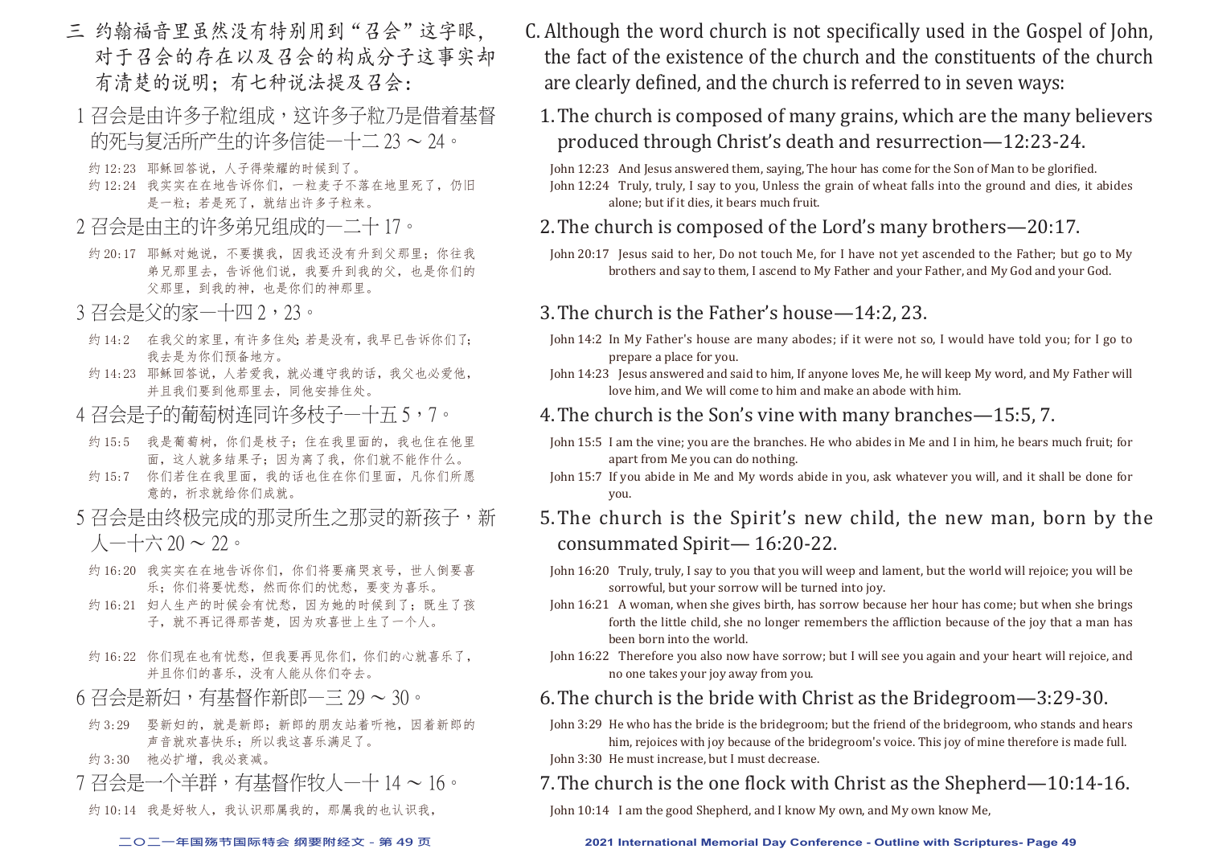三 约翰福音里虽然没有特别用到"召会"这字眼，对于召会的存在以及召会的构成分子这事实却有清楚的说明；有七种说法提及召会：

1 召会是由许多子粒组成，这许多子粒乃是借着基督的死与复活所产生的许多信徒—十二23～24。

约12:23 耶稣回答说，人子得荣耀的时候到了。
约12:24 我实实在在地告诉你们，一粒麦子不落在地里死了，仍旧是一粒；若是死了，就结出许多子粒来。

2 召会是由主的许多弟兄组成的—二十17。

约20:17 耶稣对她说，不要摸我，因我还没有升到父那里；你往我弟兄那里去，告诉他们说，我要升到我的父，也是你们的父那里，到我的神，也是你们的神那里。

3 召会是父的家—十四2，23。

约14:2 在我父的家里，有许多住处；若是没有，我早已告诉你们了；我去是为你们预备地方。
约14:23 耶稣回答说，人若爱我，就必遵守我的话，我父也必爱他，并且我们要到他那里去，同他安排住处。

4 召会是子的葡萄树连同许多枝子—十五5，7。

约15:5 我是葡萄树，你们是枝子；住在我里面的，我也住在他里面，这人就多结果子；因为离了我，你们就不能作什么。
约15:7 你们若住在我里面，我的话也住在你们里面，凡你们所愿意的，祈求就给你们成就。

5 召会是由终极完成的那灵所生之那灵的新孩子，新人—十六20～22。

约16:20 我实实在在地告诉你们，你们将要痛哭哀号，世人倒要喜乐；你们将要忧愁，然而你们的忧愁，要变为喜乐。
约16:21 妇人生产的时候会有忧愁，因为她的时候到了；既生了孩子，就不再记得那苦楚，因为欢喜世上生了一个人。
约16:22 你们现在也有忧愁，但我要再见你们，你们的心就喜乐了，并且你们的喜乐，没有人能从你们夺去。

6 召会是新妇，有基督作新郎—三29～30。

约3:29 娶新妇的，就是新郎；新郎的朋友站着听祂，因着新郎的声音就欢喜快乐；所以我这喜乐满足了。
约3:30 祂必扩增，我必衰减。

7 召会是一个羊群，有基督作牧人—十14～16。

约10:14 我是好牧人，我认识那属我的，那属我的也认识我，

C. Although the word church is not specifically used in the Gospel of John, the fact of the existence of the church and the constituents of the church are clearly defined, and the church is referred to in seven ways:

1. The church is composed of many grains, which are the many believers produced through Christ's death and resurrection—12:23-24.

John 12:23 And Jesus answered them, saying, The hour has come for the Son of Man to be glorified.
John 12:24 Truly, truly, I say to you, Unless the grain of wheat falls into the ground and dies, it abides alone; but if it dies, it bears much fruit.

2. The church is composed of the Lord's many brothers—20:17.

John 20:17 Jesus said to her, Do not touch Me, for I have not yet ascended to the Father; but go to My brothers and say to them, I ascend to My Father and your Father, and My God and your God.

3. The church is the Father's house—14:2, 23.

John 14:2 In My Father's house are many abodes; if it were not so, I would have told you; for I go to prepare a place for you.
John 14:23 Jesus answered and said to him, If anyone loves Me, he will keep My word, and My Father will love him, and We will come to him and make an abode with him.

4. The church is the Son's vine with many branches—15:5, 7.

John 15:5 I am the vine; you are the branches. He who abides in Me and I in him, he bears much fruit; for apart from Me you can do nothing.
John 15:7 If you abide in Me and My words abide in you, ask whatever you will, and it shall be done for you.

5. The church is the Spirit's new child, the new man, born by the consummated Spirit— 16:20-22.

John 16:20 Truly, truly, I say to you that you will weep and lament, but the world will rejoice; you will be sorrowful, but your sorrow will be turned into joy.
John 16:21 A woman, when she gives birth, has sorrow because her hour has come; but when she brings forth the little child, she no longer remembers the affliction because of the joy that a man has been born into the world.
John 16:22 Therefore you also now have sorrow; but I will see you again and your heart will rejoice, and no one takes your joy away from you.

6. The church is the bride with Christ as the Bridegroom—3:29-30.

John 3:29 He who has the bride is the bridegroom; but the friend of the bridegroom, who stands and hears him, rejoices with joy because of the bridegroom's voice. This joy of mine therefore is made full.
John 3:30 He must increase, but I must decrease.

7. The church is the one flock with Christ as the Shepherd—10:14-16.

John 10:14 I am the good Shepherd, and I know My own, and My own know Me,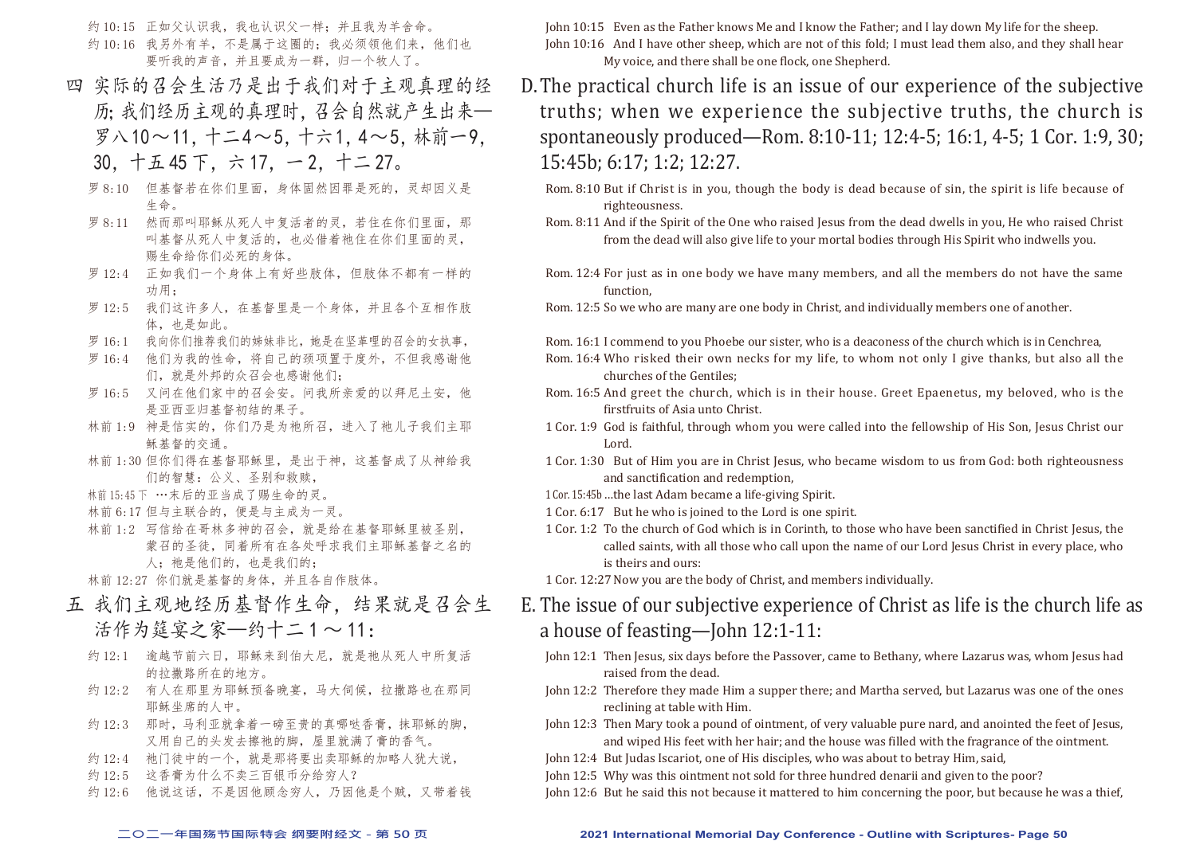约 10:15　正如父认识我，我也认识父一样；并且我为羊舍命。

约 10:16　我另外有羊，不是属于这圈的；我必须领他们来，他们也要听我的声音，并且要成为一群，归一个牧人了。

## 四　实际的召会生活乃是出于我们对于主观真理的经历；我们经历主观的真理时，召会自然就产生出来—罗八 10～11，十二 4～5，十六 1，4～5，林前一 9，30，十五 45 下，六 17，一 2，十二 27。

罗 8:10　但基督若在你们里面，身体固然因罪是死的，灵却因义是生命。

罗 8:11　然而那叫耶稣从死人中复活者的灵，若住在你们里面，那叫基督从死人中复活的，也必借着祂住在你们里面的灵，赐生命给你们必死的身体。

罗 12:4　正如我们一个身体上有好些肢体，但肢体不都有一样的功用；

罗 12:5　我们这许多人，在基督里是一个身体，并且各个互相作肢体，也是如此。

罗 16:1　我向你们推荐我们的姊妹非比，她是在坚革哩的召会的女执事，

罗 16:4　他们为我的性命，将自己的颈项置于度外，不但我感谢他们，就是外邦的众召会也感谢他们；

罗 16:5　又问在他们家中的召会安。问我所亲爱的以拜尼土安，他是亚西亚归基督初结的果子。

林前 1:9　神是信实的，你们乃是为祂所召，进入了祂儿子我们主耶稣基督的交通。

林前 1:30　但你们得在基督耶稣里，是出于神，这基督成了从神给我们的智慧：公义、圣别和救赎，

林前 15:45 下　…末后的亚当成了赐生命的灵。

林前 6:17　但与主联合的，便是与主成为一灵。

林前 1:2　写信给在哥林多神的召会，就是给在基督耶稣里被圣别，蒙召的圣徒，同着所有在各处呼求我们主耶稣基督之名的人；祂是他们的，也是我们的；

林前 12:27　你们就是基督的身体，并且各自作肢体。

## 五　我们主观地经历基督作生命，结果就是召会生活作为筵宴之家—约十二 1～11：

约 12:1　逾越节前六日，耶稣来到伯大尼，就是祂从死人中所复活的拉撒路所在的地方。

约 12:2　有人在那里为耶稣预备晚宴，马大伺候，拉撒路也在那同耶稣坐席的人中。

约 12:3　那时，马利亚就拿着一磅至贵的真哪哒香膏，抹耶稣的脚，又用自己的头发去擦祂的脚，屋里就满了膏的香气。

约 12:4　祂门徒中的一个，就是那将要出卖耶稣的加略人犹大说，

约 12:5　这香膏为什么不卖三百银币分给穷人？

约 12:6　他说这话，不是因他顾念穷人，乃因他是个贼，又带着钱

John 10:15　Even as the Father knows Me and I know the Father; and I lay down My life for the sheep.

John 10:16　And I have other sheep, which are not of this fold; I must lead them also, and they shall hear My voice, and there shall be one flock, one Shepherd.

## D. The practical church life is an issue of our experience of the subjective truths; when we experience the subjective truths, the church is spontaneously produced—Rom. 8:10-11; 12:4-5; 16:1, 4-5; 1 Cor. 1:9, 30; 15:45b; 6:17; 1:2; 12:27.

Rom. 8:10 But if Christ is in you, though the body is dead because of sin, the spirit is life because of righteousness.

Rom. 8:11 And if the Spirit of the One who raised Jesus from the dead dwells in you, He who raised Christ from the dead will also give life to your mortal bodies through His Spirit who indwells you.

Rom. 12:4 For just as in one body we have many members, and all the members do not have the same function,

Rom. 12:5 So we who are many are one body in Christ, and individually members one of another.

Rom. 16:1 I commend to you Phoebe our sister, who is a deaconess of the church which is in Cenchrea,

Rom. 16:4 Who risked their own necks for my life, to whom not only I give thanks, but also all the churches of the Gentiles;

Rom. 16:5 And greet the church, which is in their house. Greet Epaenetus, my beloved, who is the firstfruits of Asia unto Christ.

1 Cor. 1:9　God is faithful, through whom you were called into the fellowship of His Son, Jesus Christ our Lord.

1 Cor. 1:30　But of Him you are in Christ Jesus, who became wisdom to us from God: both righteousness and sanctification and redemption,

1 Cor. 15:45b ...the last Adam became a life-giving Spirit.

1 Cor. 6:17　But he who is joined to the Lord is one spirit.

1 Cor. 1:2　To the church of God which is in Corinth, to those who have been sanctified in Christ Jesus, the called saints, with all those who call upon the name of our Lord Jesus Christ in every place, who is theirs and ours:

1 Cor. 12:27 Now you are the body of Christ, and members individually.

## E. The issue of our subjective experience of Christ as life is the church life as a house of feasting—John 12:1-11:

John 12:1　Then Jesus, six days before the Passover, came to Bethany, where Lazarus was, whom Jesus had raised from the dead.

John 12:2　Therefore they made Him a supper there; and Martha served, but Lazarus was one of the ones reclining at table with Him.

John 12:3　Then Mary took a pound of ointment, of very valuable pure nard, and anointed the feet of Jesus, and wiped His feet with her hair; and the house was filled with the fragrance of the ointment.

John 12:4　But Judas Iscariot, one of His disciples, who was about to betray Him, said,

John 12:5　Why was this ointment not sold for three hundred denarii and given to the poor?

John 12:6　But he said this not because it mattered to him concerning the poor, but because he was a thief,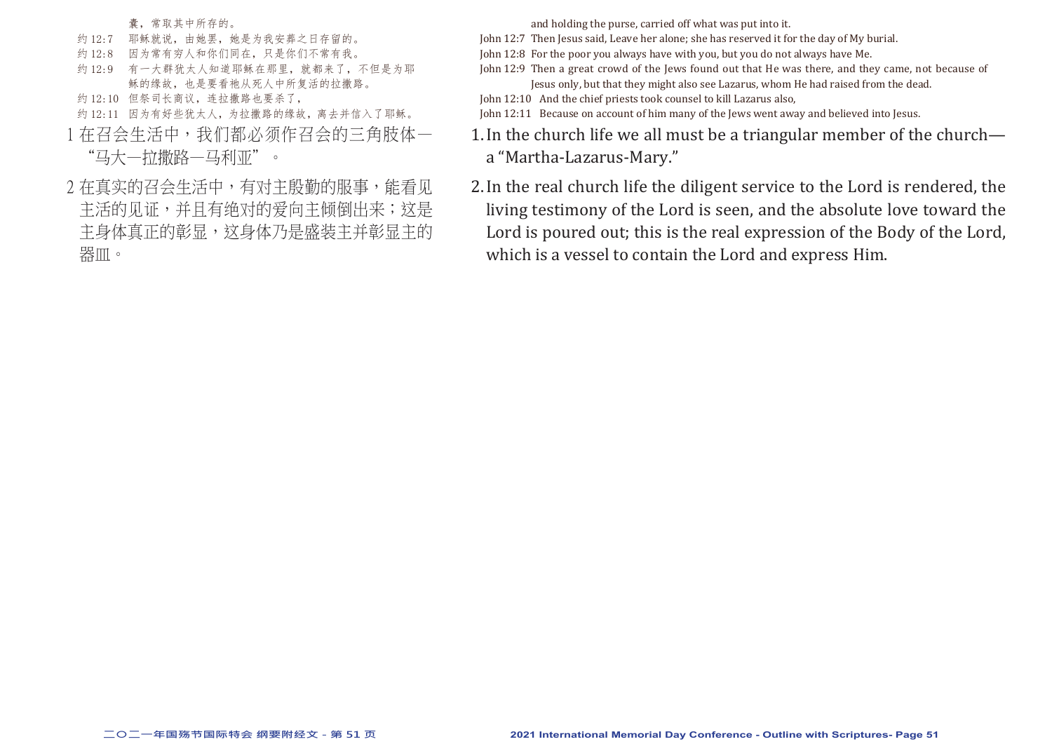囊，常取其中所存的。

约 12:7　耶稣就说，由她罢，她是为我安葬之日存留的。

约 12:8　因为常有穷人和你们同在，只是你们不常有我。

约 12:9　有一大群犹太人知道耶稣在那里，就都来了，不但是为耶稣的缘故，也是要看祂从死人中所复活的拉撒路。

约 12:10　但祭司长商议，连拉撒路也要杀了，

约 12:11　因为有好些犹太人，为拉撒路的缘故，离去并信入了耶稣。

1 在召会生活中，我们都必须作召会的三角肢体—“马大—拉撒路—马利亚”。

2 在真实的召会生活中，有对主殷勤的服事，能看见主活的见证，并且有绝对的爱向主倾倒出来；这是主身体真正的彰显，这身体乃是盛装主并彰显主的器皿。

and holding the purse, carried off what was put into it.

John 12:7　Then Jesus said, Leave her alone; she has reserved it for the day of My burial.

John 12:8　For the poor you always have with you, but you do not always have Me.

John 12:9　Then a great crowd of the Jews found out that He was there, and they came, not because of Jesus only, but that they might also see Lazarus, whom He had raised from the dead.

John 12:10　And the chief priests took counsel to kill Lazarus also,

John 12:11　Because on account of him many of the Jews went away and believed into Jesus.

1. In the church life we all must be a triangular member of the church—a “Martha-Lazarus-Mary.”

2. In the real church life the diligent service to the Lord is rendered, the living testimony of the Lord is seen, and the absolute love toward the Lord is poured out; this is the real expression of the Body of the Lord, which is a vessel to contain the Lord and express Him.